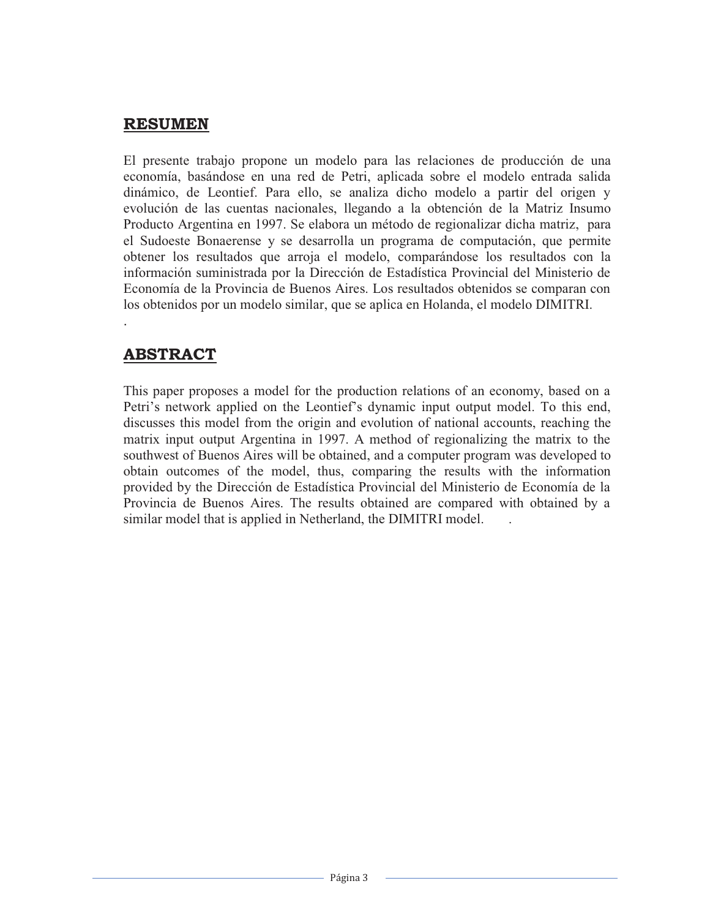## RESUMEN

El presente trabajo propone un modelo para las relaciones de producción de una economía, basándose en una red de Petri, aplicada sobre el modelo entrada salida dinámico, de Leontief. Para ello, se analiza dicho modelo a partir del origen y evolución de las cuentas nacionales, llegando a la obtención de la Matriz Insumo Producto Argentina en 1997. Se elabora un método de regionalizar dicha matriz, para el Sudoeste Bonaerense y se desarrolla un programa de computación, que permite obtener los resultados que arroja el modelo, comparándose los resultados con la información suministrada por la Dirección de Estadística Provincial del Ministerio de Economía de la Provincia de Buenos Aires. Los resultados obtenidos se comparan con los obtenidos por un modelo similar, que se aplica en Holanda, el modelo DIMITRI.

.

## ABSTRACT

This paper proposes a model for the production relations of an economy, based on a Petri's network applied on the Leontief's dynamic input output model. To this end, discusses this model from the origin and evolution of national accounts, reaching the matrix input output Argentina in 1997. A method of regionalizing the matrix to the southwest of Buenos Aires will be obtained, and a computer program was developed to obtain outcomes of the model, thus, comparing the results with the information provided by the Dirección de Estadística Provincial del Ministerio de Economía de la Provincia de Buenos Aires. The results obtained are compared with obtained by a similar model that is applied in Netherland, the DIMITRI model. .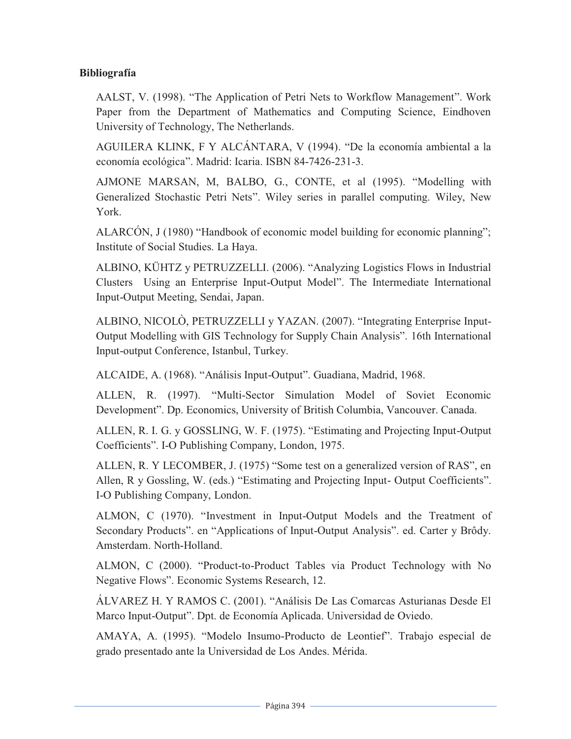**Bibliografía**

AALST, V. (1998). "The Application of Petri Nets to Workflow Management". Work Paper from the Department of Mathematics and Computing Science, Eindhoven University of Technology, The Netherlands.

AGUILERA KLINK, F Y ALCÁNTARA, V (1994). "De la economía ambiental a la economía ecológica". Madrid: Icaria. ISBN 84-7426-231-3.

AJMONE MARSAN, M, BALBO, G., CONTE, et al (1995). "Modelling with Generalized Stochastic Petri Nets". Wiley series in parallel computing. Wiley, New York.

ALARCÓN, J (1980) "Handbook of economic model building for economic planning"; Institute of Social Studies. La Haya.

ALBINO, KÜHTZ y PETRUZZELLI. (2006). "Analyzing Logistics Flows in Industrial Clusters Using an Enterprise Input-Output Model". The Intermediate International Input-Output Meeting, Sendai, Japan.

ALBINO, NICOLÒ, PETRUZZELLI y YAZAN. (2007). "Integrating Enterprise Input-Output Modelling with GIS Technology for Supply Chain Analysis". 16th International Input-output Conference, Istanbul, Turkey.

ALCAIDE, A. (1968). "Análisis Input-Output". Guadiana, Madrid, 1968.

ALLEN, R. (1997). "Multi-Sector Simulation Model of Soviet Economic Development". Dp. Economics, University of British Columbia, Vancouver. Canada.

ALLEN, R. I. G. y GOSSLING, W. F. (1975). "Estimating and Projecting Input-Output Coefficients". I-O Publishing Company, London, 1975.

ALLEN, R. Y LECOMBER, J. (1975) "Some test on a generalized version of RAS", en Allen, R y Gossling, W. (eds.) "Estimating and Projecting Input- Output Coefficients". I-O Publishing Company, London.

ALMON, C (1970). "Investment in Input-Output Models and the Treatment of Secondary Products". en "Applications of Input-Output Analysis". ed. Carter y Brôdy. Amsterdam. North-Holland.

ALMON, C (2000). "Product-to-Product Tables via Product Technology with No Negative Flows". Economic Systems Research, 12.

ÁLVAREZ H. Y RAMOS C. (2001). "Análisis De Las Comarcas Asturianas Desde El Marco Input-Output". Dpt. de Economía Aplicada. Universidad de Oviedo.

AMAYA, A. (1995). "Modelo Insumo-Producto de Leontief". Trabajo especial de grado presentado ante la Universidad de Los Andes. Mérida.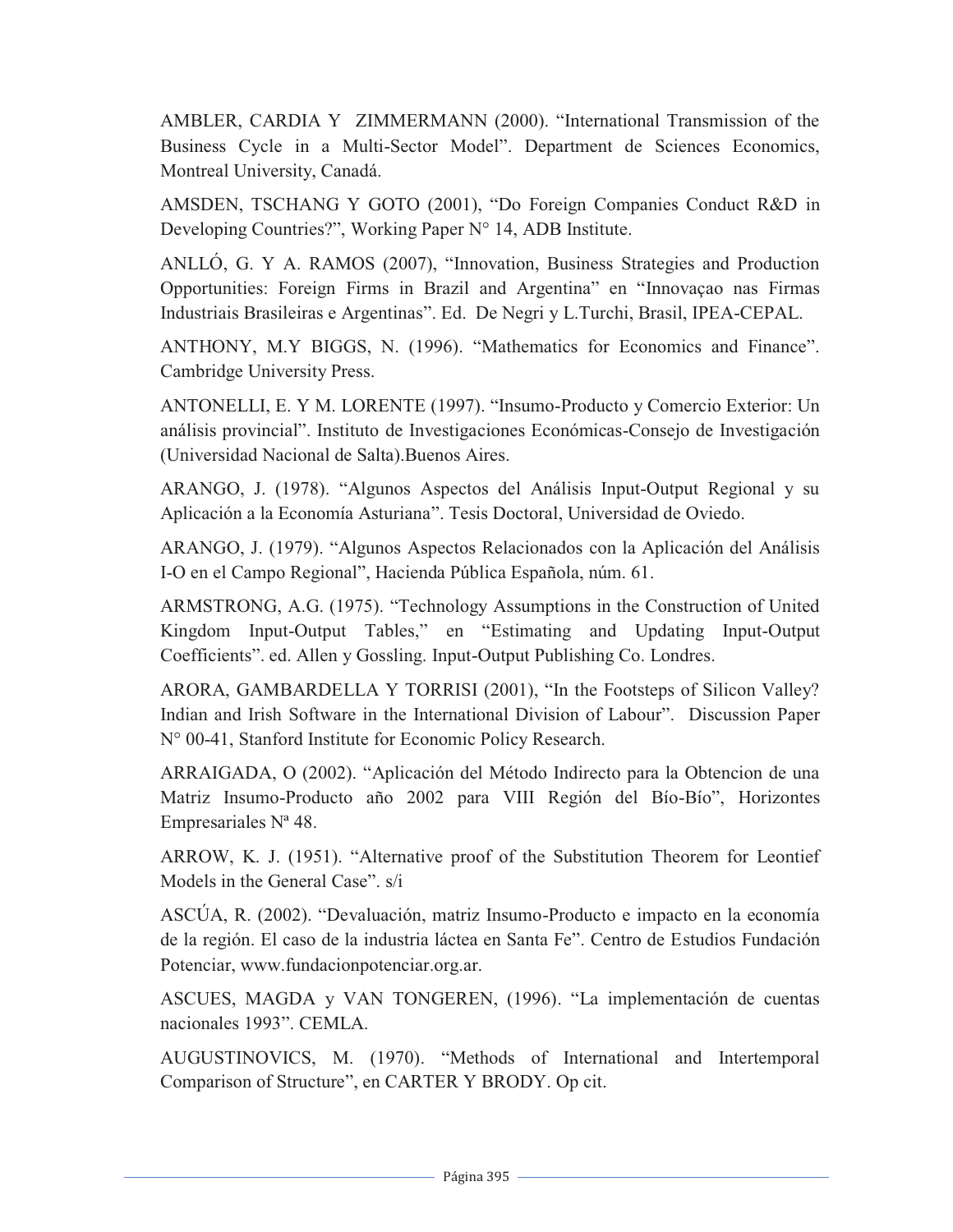AMBLER, CARDIA Y ZIMMERMANN (2000). "International Transmission of the Business Cycle in a Multi-Sector Model". Department de Sciences Economics, Montreal University, Canadá.

AMSDEN, TSCHANG Y GOTO (2001), "Do Foreign Companies Conduct R&D in Developing Countries?", Working Paper N° 14, ADB Institute.

ANLLÓ, G. Y A. RAMOS (2007), "Innovation, Business Strategies and Production Opportunities: Foreign Firms in Brazil and Argentina" en "Innovaçao nas Firmas Industriais Brasileiras e Argentinas". Ed. De Negri y L.Turchi, Brasil, IPEA-CEPAL.

ANTHONY, M.Y BIGGS, N. (1996). "Mathematics for Economics and Finance". Cambridge University Press.

ANTONELLI, E. Y M. LORENTE (1997). "Insumo-Producto y Comercio Exterior: Un análisis provincial". Instituto de Investigaciones Económicas-Consejo de Investigación (Universidad Nacional de Salta).Buenos Aires.

ARANGO, J. (1978). "Algunos Aspectos del Análisis Input-Output Regional y su Aplicación a la Economía Asturiana". Tesis Doctoral, Universidad de Oviedo.

ARANGO, J. (1979). "Algunos Aspectos Relacionados con la Aplicación del Análisis I-O en el Campo Regional", Hacienda Pública Española, núm. 61.

ARMSTRONG, A.G. (1975). "Technology Assumptions in the Construction of United Kingdom Input-Output Tables," en "Estimating and Updating Input-Output Coefficients". ed. Allen y Gossling. Input-Output Publishing Co. Londres.

ARORA, GAMBARDELLA Y TORRISI (2001), "In the Footsteps of Silicon Valley? Indian and Irish Software in the International Division of Labour". Discussion Paper N° 00-41, Stanford Institute for Economic Policy Research.

ARRAIGADA, O (2002). "Aplicación del Método Indirecto para la Obtencion de una Matriz Insumo-Producto año 2002 para VIII Región del Bío-Bío", Horizontes Empresariales Nª 48.

ARROW, K. J. (1951). "Alternative proof of the Substitution Theorem for Leontief Models in the General Case". s/i

ASCÚA, R. (2002). "Devaluación, matriz Insumo-Producto e impacto en la economía de la región. El caso de la industria láctea en Santa Fe". Centro de Estudios Fundación Potenciar, www.fundacionpotenciar.org.ar.

ASCUES, MAGDA y VAN TONGEREN, (1996). "La implementación de cuentas nacionales 1993". CEMLA.

AUGUSTINOVICS, M. (1970). "Methods of International and Intertemporal Comparison of Structure", en CARTER Y BRODY. Op cit.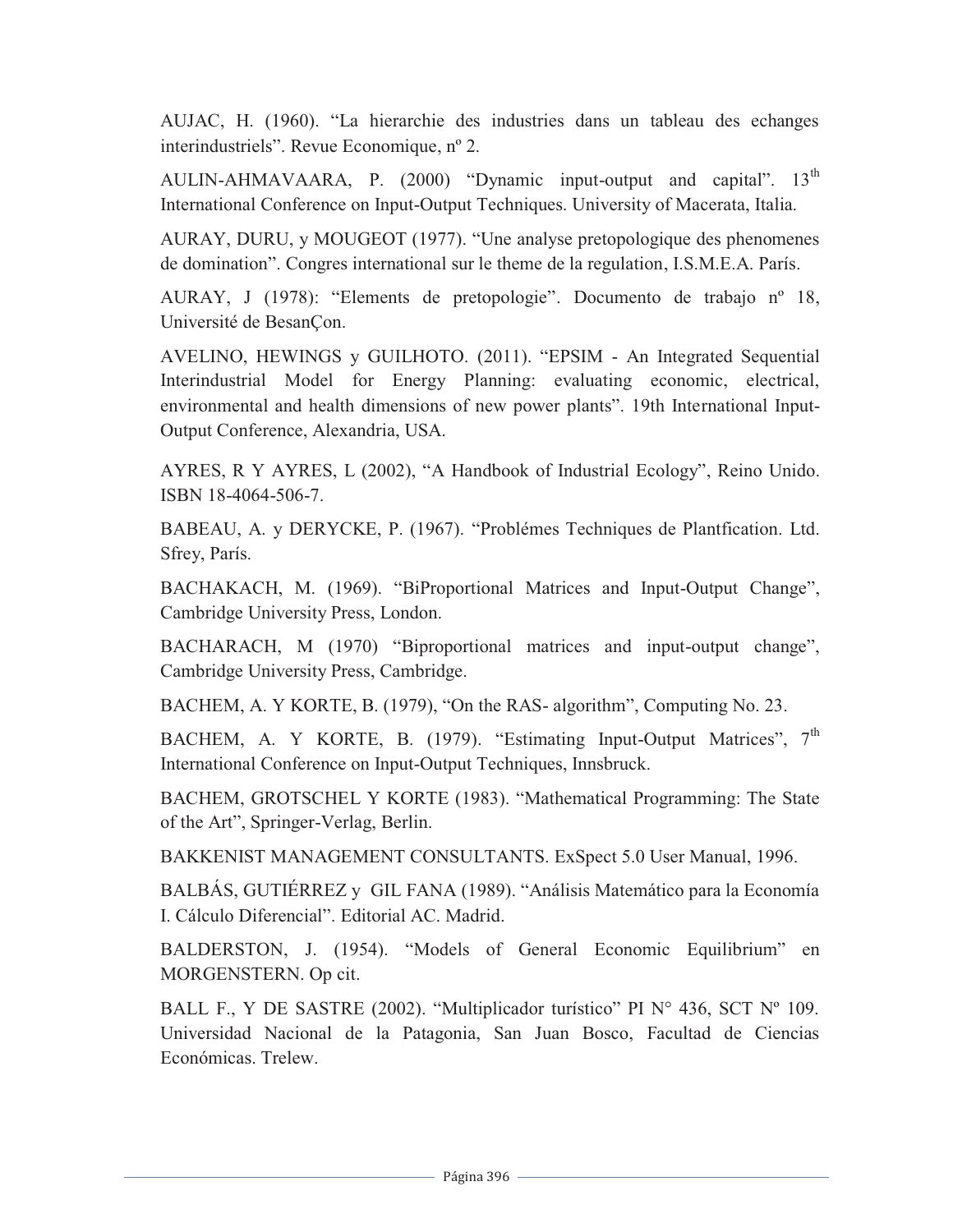AUJAC, H. (1960). “La hierarchie des industries dans un tableau des echanges interindustriels”. Revue Economique, nº 2.

AULIN-AHMAVAARA, P. (2000) “Dynamic input-output and capital”. 13th International Conference on Input-Output Techniques. University of Macerata, Italia.

AURAY, DURU, y MOUGEOT (1977). “Une analyse pretopologique des phenomenes de domination”. Congres international sur le theme de la regulation, I.S.M.E.A. París.

AURAY, J (1978): “Elements de pretopologie”. Documento de trabajo nº 18, Université de BesanÇon.

AVELINO, HEWINGS y GUILHOTO. (2011). “EPSIM - An Integrated Sequential Interindustrial Model for Energy Planning: evaluating economic, electrical, environmental and health dimensions of new power plants”. 19th International Input-Output Conference, Alexandria, USA.

AYRES, R Y AYRES, L (2002), “A Handbook of Industrial Ecology”, Reino Unido. ISBN 18-4064-506-7.

BABEAU, A. y DERYCKE, P. (1967). “Problémes Techniques de Plantfication. Ltd. Sfrey, París.

BACHAKACH, M. (1969). “BiProportional Matrices and Input-Output Change”, Cambridge University Press, London.

BACHARACH, M (1970) “Biproportional matrices and input-output change”, Cambridge University Press, Cambridge.

BACHEM, A. Y KORTE, B. (1979), “On the RAS- algorithm”, Computing No. 23.

BACHEM, A. Y KORTE, B. (1979). “Estimating Input-Output Matrices”, 7th International Conference on Input-Output Techniques, Innsbruck.

BACHEM, GROTSCHEL Y KORTE (1983). “Mathematical Programming: The State of the Art”, Springer-Verlag, Berlin.

BAKKENIST MANAGEMENT CONSULTANTS. ExSpect 5.0 User Manual, 1996.

BALBÁS, GUTIÉRREZ y GIL FANA (1989). “Análisis Matemático para la Economía I. Cálculo Diferencial”. Editorial AC. Madrid.

BALDERSTON, J. (1954). “Models of General Economic Equilibrium” en MORGENSTERN. Op cit.

BALL F., Y DE SASTRE (2002). “Multiplicador turístico” PI N° 436, SCT Nº 109. Universidad Nacional de la Patagonia, San Juan Bosco, Facultad de Ciencias Económicas. Trelew.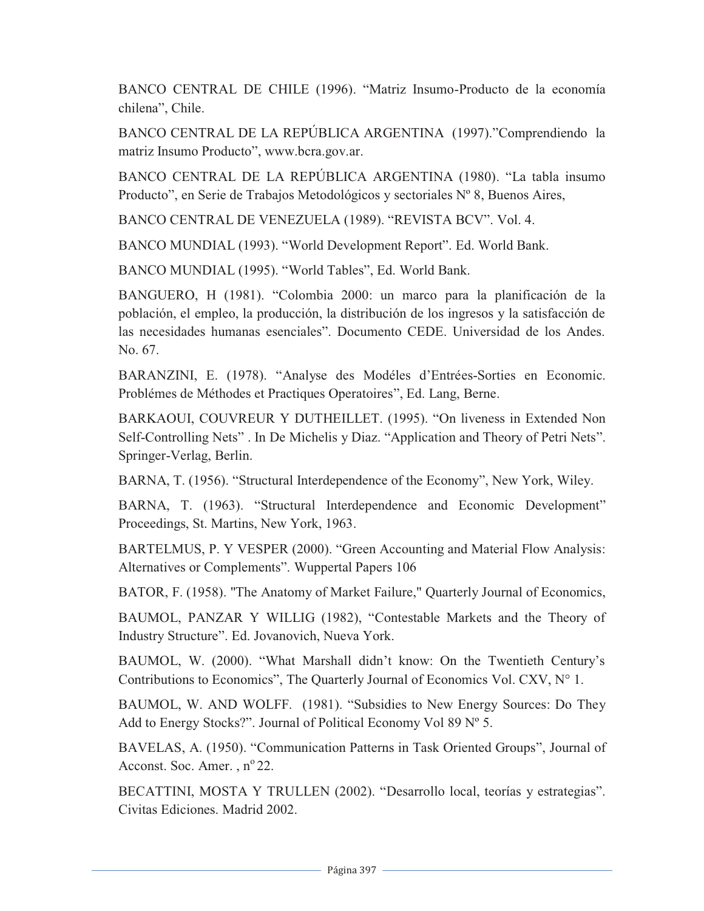BANCO CENTRAL DE CHILE (1996). "Matriz Insumo-Producto de la economía chilena", Chile.

BANCO CENTRAL DE LA REPÚBLICA ARGENTINA (1997)."Comprendiendo la matriz Insumo Producto", www.bcra.gov.ar.

BANCO CENTRAL DE LA REPÚBLICA ARGENTINA (1980). "La tabla insumo Producto", en Serie de Trabajos Metodológicos y sectoriales Nº 8, Buenos Aires,

BANCO CENTRAL DE VENEZUELA (1989). "REVISTA BCV". Vol. 4.

BANCO MUNDIAL (1993). "World Development Report". Ed. World Bank.

BANCO MUNDIAL (1995). "World Tables", Ed. World Bank.

BANGUERO, H (1981). "Colombia 2000: un marco para la planificación de la población, el empleo, la producción, la distribución de los ingresos y la satisfacción de las necesidades humanas esenciales". Documento CEDE. Universidad de los Andes. No. 67.

BARANZINI, E. (1978). "Analyse des Modéles d'Entrées-Sorties en Economic. Problémes de Méthodes et Practiques Operatoires", Ed. Lang, Berne.

BARKAOUI, COUVREUR Y DUTHEILLET. (1995). "On liveness in Extended Non Self-Controlling Nets" . In De Michelis y Diaz. "Application and Theory of Petri Nets". Springer-Verlag, Berlin.

BARNA, T. (1956). "Structural Interdependence of the Economy", New York, Wiley.

BARNA, T. (1963). "Structural Interdependence and Economic Development" Proceedings, St. Martins, New York, 1963.

BARTELMUS, P. Y VESPER (2000). "Green Accounting and Material Flow Analysis: Alternatives or Complements". Wuppertal Papers 106

BATOR, F. (1958). "The Anatomy of Market Failure," Quarterly Journal of Economics,

BAUMOL, PANZAR Y WILLIG (1982), "Contestable Markets and the Theory of Industry Structure". Ed. Jovanovich, Nueva York.

BAUMOL, W. (2000). "What Marshall didn't know: On the Twentieth Century's Contributions to Economics", The Quarterly Journal of Economics Vol. CXV, N° 1.

BAUMOL, W. AND WOLFF. (1981). "Subsidies to New Energy Sources: Do They Add to Energy Stocks?". Journal of Political Economy Vol 89 Nº 5.

BAVELAS, A. (1950). "Communication Patterns in Task Oriented Groups", Journal of Acconst. Soc. Amer. , nº 22.

BECATTINI, MOSTA Y TRULLEN (2002). "Desarrollo local, teorías y estrategias". Civitas Ediciones. Madrid 2002.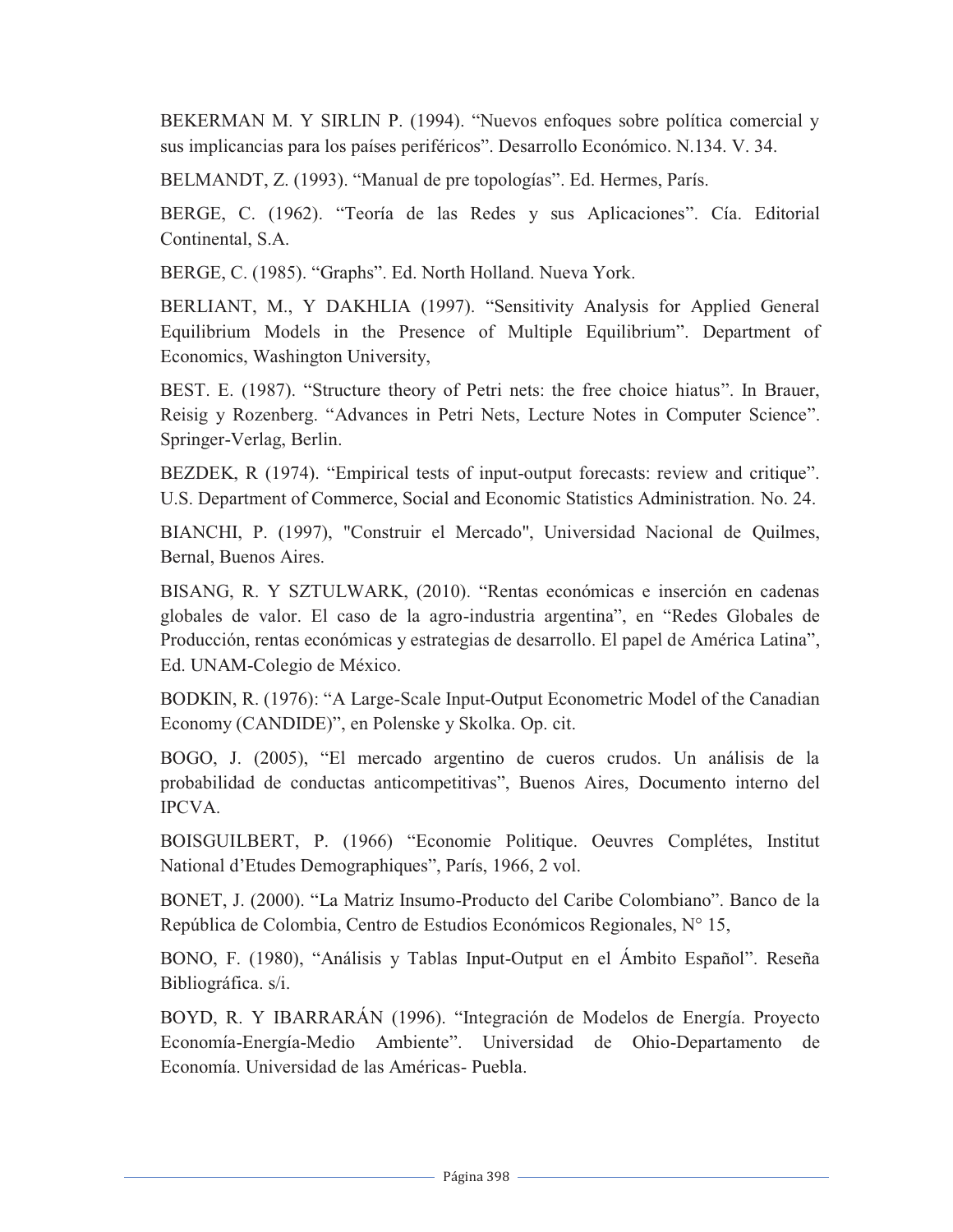BEKERMAN M. Y SIRLIN P. (1994). “Nuevos enfoques sobre política comercial y sus implicancias para los países periféricos”. Desarrollo Económico. N.134. V. 34.

BELMANDT, Z. (1993). “Manual de pre topologías”. Ed. Hermes, París.

BERGE, C. (1962). “Teoría de las Redes y sus Aplicaciones”. Cía. Editorial Continental, S.A.

BERGE, C. (1985). “Graphs”. Ed. North Holland. Nueva York.

BERLIANT, M., Y DAKHLIA (1997). “Sensitivity Analysis for Applied General Equilibrium Models in the Presence of Multiple Equilibrium”. Department of Economics, Washington University,

BEST. E. (1987). “Structure theory of Petri nets: the free choice hiatus”. In Brauer, Reisig y Rozenberg. “Advances in Petri Nets, Lecture Notes in Computer Science”. Springer-Verlag, Berlin.

BEZDEK, R (1974). “Empirical tests of input-output forecasts: review and critique”. U.S. Department of Commerce, Social and Economic Statistics Administration. No. 24.

BIANCHI, P. (1997), "Construir el Mercado", Universidad Nacional de Quilmes, Bernal, Buenos Aires.

BISANG, R. Y SZTULWARK, (2010). “Rentas económicas e inserción en cadenas globales de valor. El caso de la agro-industria argentina”, en “Redes Globales de Producción, rentas económicas y estrategias de desarrollo. El papel de América Latina”, Ed. UNAM-Colegio de México.

BODKIN, R. (1976): “A Large-Scale Input-Output Econometric Model of the Canadian Economy (CANDIDE)”, en Polenske y Skolka. Op. cit.

BOGO, J. (2005), “El mercado argentino de cueros crudos. Un análisis de la probabilidad de conductas anticompetitivas”, Buenos Aires, Documento interno del IPCVA.

BOISGUILBERT, P. (1966) “Economie Politique. Oeuvres Complétes, Institut National d’Etudes Demographiques”, París, 1966, 2 vol.

BONET, J. (2000). “La Matriz Insumo-Producto del Caribe Colombiano”. Banco de la República de Colombia, Centro de Estudios Económicos Regionales, N° 15,

BONO, F. (1980), “Análisis y Tablas Input-Output en el Ámbito Español”. Reseña Bibliográfica. s/i.

BOYD, R. Y IBARRARÁN (1996). “Integración de Modelos de Energía. Proyecto Economía-Energía-Medio Ambiente”. Universidad de Ohio-Departamento de Economía. Universidad de las Américas- Puebla.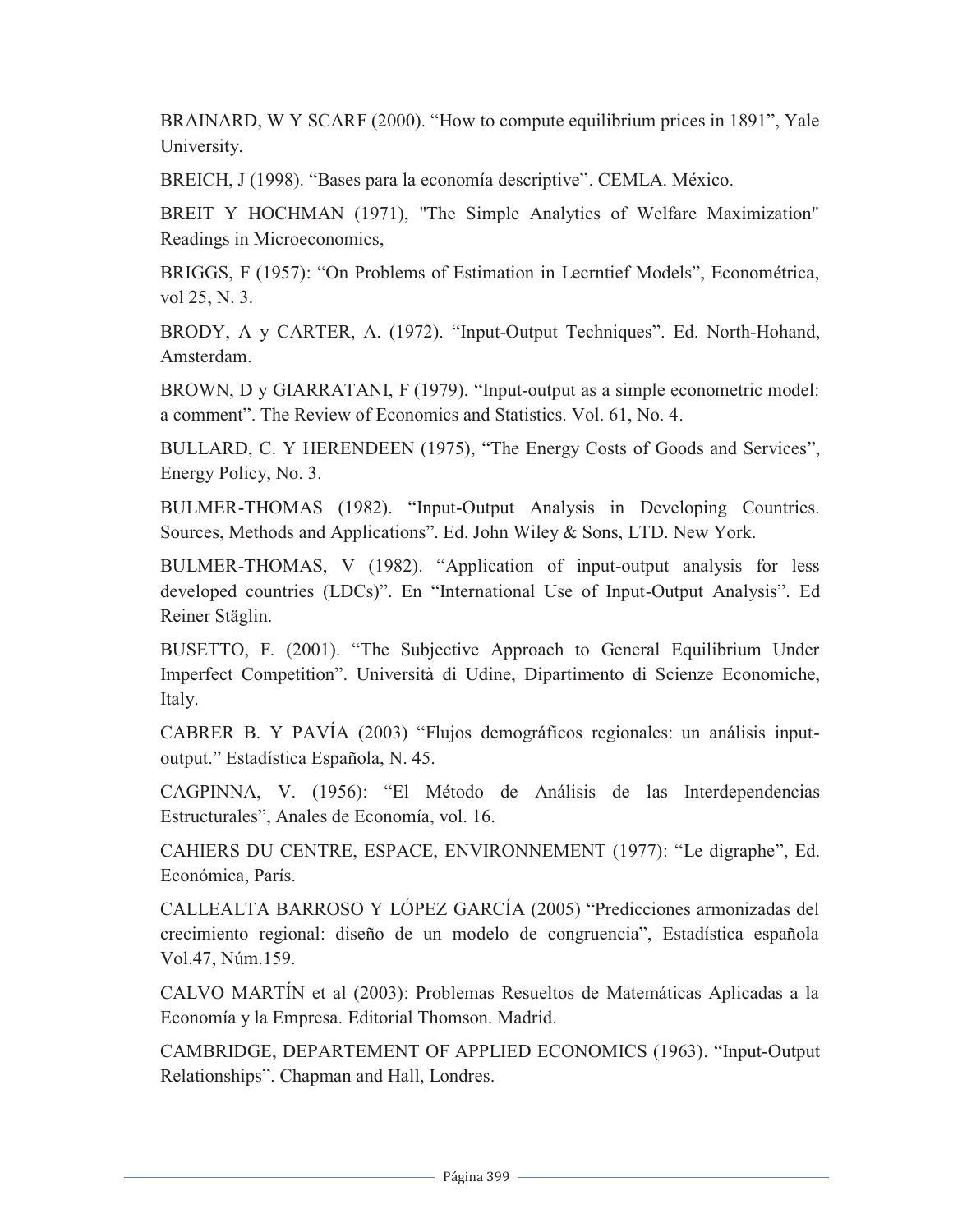BRAINARD, W Y SCARF (2000). “How to compute equilibrium prices in 1891”, Yale University.

BREICH, J (1998). “Bases para la economía descriptive”. CEMLA. México.

BREIT Y HOCHMAN (1971), "The Simple Analytics of Welfare Maximization" Readings in Microeconomics,

BRIGGS, F (1957): “On Problems of Estimation in Lecrntief Models”, Econométrica, vol 25, N. 3.

BRODY, A y CARTER, A. (1972). “Input-Output Techniques”. Ed. North-Hohand, Amsterdam.

BROWN, D y GIARRATANI, F (1979). “Input-output as a simple econometric model: a comment”. The Review of Economics and Statistics. Vol. 61, No. 4.

BULLARD, C. Y HERENDEEN (1975), “The Energy Costs of Goods and Services”, Energy Policy, No. 3.

BULMER-THOMAS (1982). “Input-Output Analysis in Developing Countries. Sources, Methods and Applications”. Ed. John Wiley & Sons, LTD. New York.

BULMER-THOMAS, V (1982). “Application of input-output analysis for less developed countries (LDCs)”. En “International Use of Input-Output Analysis”. Ed Reiner Stäglin.

BUSETTO, F. (2001). “The Subjective Approach to General Equilibrium Under Imperfect Competition”. Università di Udine, Dipartimento di Scienze Economiche, Italy.

CABRER B. Y PAVÍA (2003) “Flujos demográficos regionales: un análisis input-output.” Estadística Española, N. 45.

CAGPINNA, V. (1956): “El Método de Análisis de las Interdependencias Estructurales”, Anales de Economía, vol. 16.

CAHIERS DU CENTRE, ESPACE, ENVIRONNEMENT (1977): “Le digraphe”, Ed. Económica, París.

CALLEALTA BARROSO Y LÓPEZ GARCÍA (2005) “Predicciones armonizadas del crecimiento regional: diseño de un modelo de congruencia”, Estadística española Vol.47, Núm.159.

CALVO MARTÍN et al (2003): Problemas Resueltos de Matemáticas Aplicadas a la Economía y la Empresa. Editorial Thomson. Madrid.

CAMBRIDGE, DEPARTEMENT OF APPLIED ECONOMICS (1963). “Input-Output Relationships”. Chapman and Hall, Londres.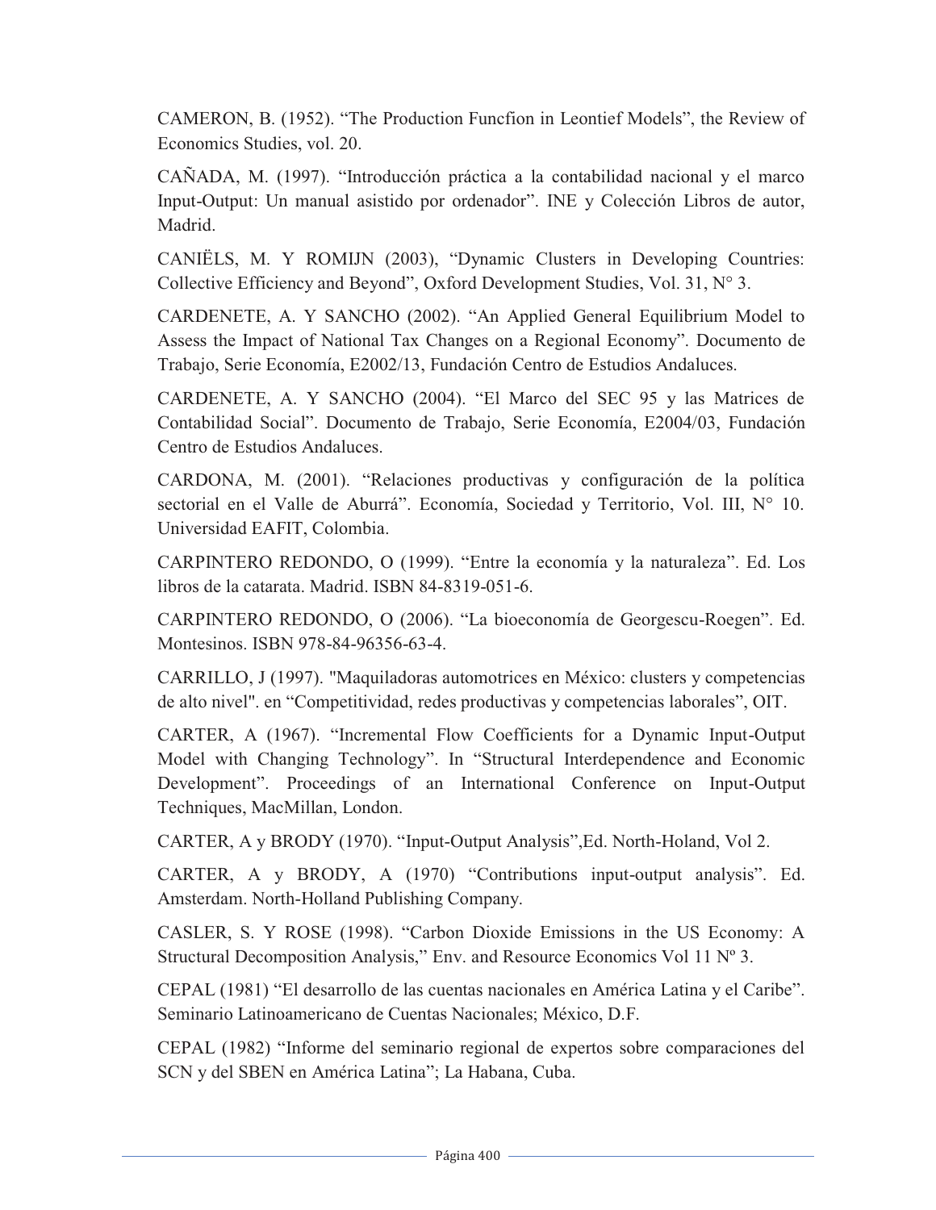CAMERON, B. (1952). “The Production Funcfion in Leontief Models”, the Review of Economics Studies, vol. 20.

CAÑADA, M. (1997). “Introducción práctica a la contabilidad nacional y el marco Input-Output: Un manual asistido por ordenador”. INE y Colección Libros de autor, Madrid.

CANIËLS, M. Y ROMIJN (2003), “Dynamic Clusters in Developing Countries: Collective Efficiency and Beyond”, Oxford Development Studies, Vol. 31, N° 3.

CARDENETE, A. Y SANCHO (2002). “An Applied General Equilibrium Model to Assess the Impact of National Tax Changes on a Regional Economy”. Documento de Trabajo, Serie Economía, E2002/13, Fundación Centro de Estudios Andaluces.

CARDENETE, A. Y SANCHO (2004). “El Marco del SEC 95 y las Matrices de Contabilidad Social”. Documento de Trabajo, Serie Economía, E2004/03, Fundación Centro de Estudios Andaluces.

CARDONA, M. (2001). “Relaciones productivas y configuración de la política sectorial en el Valle de Aburrá”. Economía, Sociedad y Territorio, Vol. III, N° 10. Universidad EAFIT, Colombia.

CARPINTERO REDONDO, O (1999). “Entre la economía y la naturaleza”. Ed. Los libros de la catarata. Madrid. ISBN 84-8319-051-6.

CARPINTERO REDONDO, O (2006). “La bioeconomía de Georgescu-Roegen”. Ed. Montesinos. ISBN 978-84-96356-63-4.

CARRILLO, J (1997). "Maquiladoras automotrices en México: clusters y competencias de alto nivel". en “Competitividad, redes productivas y competencias laborales”, OIT.

CARTER, A (1967). “Incremental Flow Coefficients for a Dynamic Input-Output Model with Changing Technology”. In “Structural Interdependence and Economic Development”. Proceedings of an International Conference on Input-Output Techniques, MacMillan, London.

CARTER, A y BRODY (1970). “Input-Output Analysis”,Ed. North-Holand, Vol 2.

CARTER, A y BRODY, A (1970) “Contributions input-output analysis”. Ed. Amsterdam. North-Holland Publishing Company.

CASLER, S. Y ROSE (1998). “Carbon Dioxide Emissions in the US Economy: A Structural Decomposition Analysis,” Env. and Resource Economics Vol 11 Nº 3.

CEPAL (1981) “El desarrollo de las cuentas nacionales en América Latina y el Caribe”. Seminario Latinoamericano de Cuentas Nacionales; México, D.F.

CEPAL (1982) “Informe del seminario regional de expertos sobre comparaciones del SCN y del SBEN en América Latina”; La Habana, Cuba.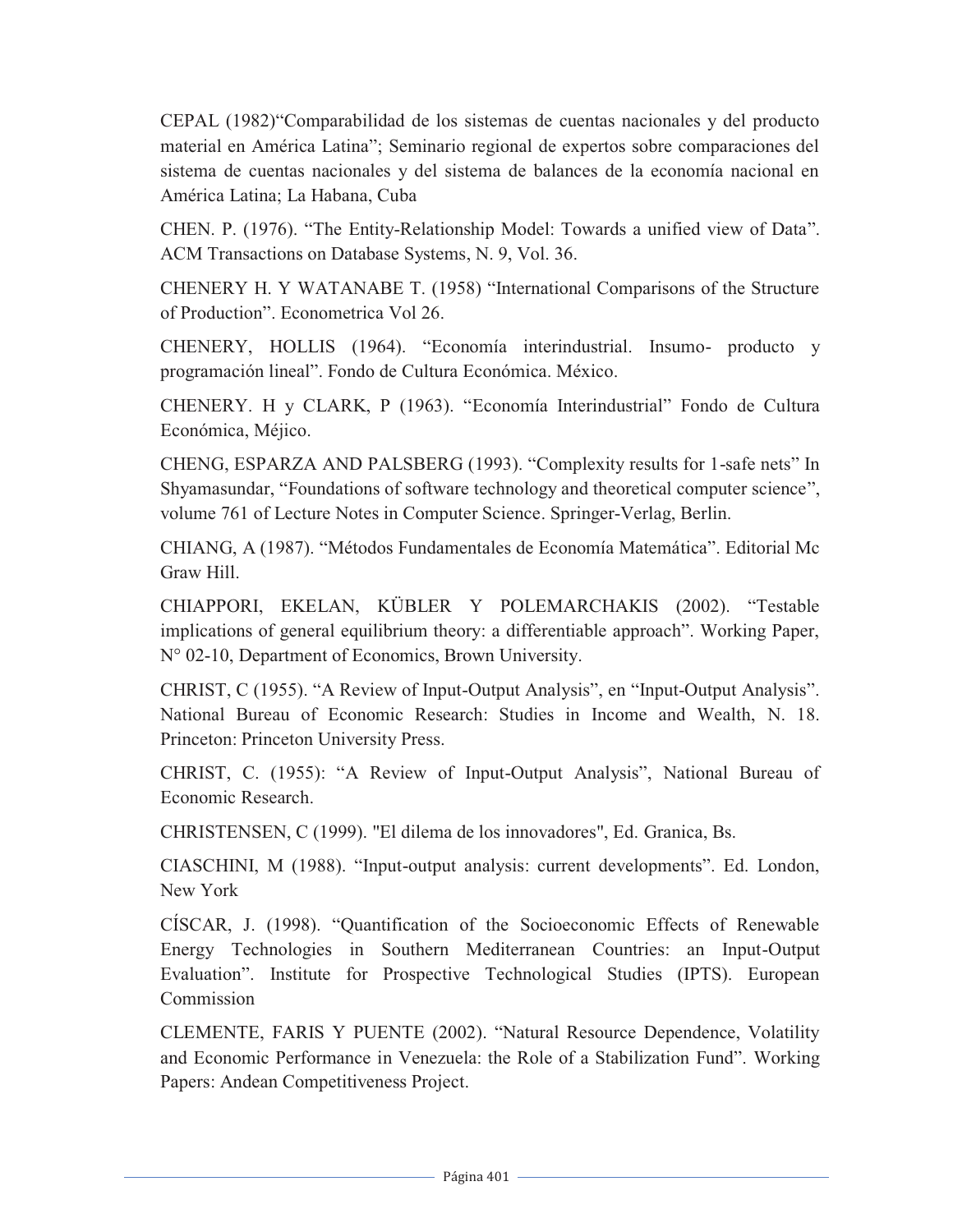CEPAL (1982)"Comparabilidad de los sistemas de cuentas nacionales y del producto material en América Latina"; Seminario regional de expertos sobre comparaciones del sistema de cuentas nacionales y del sistema de balances de la economía nacional en América Latina; La Habana, Cuba

CHEN. P. (1976). "The Entity-Relationship Model: Towards a unified view of Data". ACM Transactions on Database Systems, N. 9, Vol. 36.

CHENERY H. Y WATANABE T. (1958) "International Comparisons of the Structure of Production". Econometrica Vol 26.

CHENERY, HOLLIS (1964). "Economía interindustrial. Insumo- producto y programación lineal". Fondo de Cultura Económica. México.

CHENERY. H y CLARK, P (1963). "Economía Interindustrial" Fondo de Cultura Económica, Méjico.

CHENG, ESPARZA AND PALSBERG (1993). "Complexity results for 1-safe nets" In Shyamasundar, "Foundations of software technology and theoretical computer science", volume 761 of Lecture Notes in Computer Science. Springer-Verlag, Berlin.

CHIANG, A (1987). "Métodos Fundamentales de Economía Matemática". Editorial Mc Graw Hill.

CHIAPPORI, EKELAN, KÜBLER Y POLEMARCHAKIS (2002). "Testable implications of general equilibrium theory: a differentiable approach". Working Paper, N° 02-10, Department of Economics, Brown University.

CHRIST, C (1955). "A Review of Input-Output Analysis", en "Input-Output Analysis". National Bureau of Economic Research: Studies in Income and Wealth, N. 18. Princeton: Princeton University Press.

CHRIST, C. (1955): "A Review of Input-Output Analysis", National Bureau of Economic Research.

CHRISTENSEN, C (1999). "El dilema de los innovadores", Ed. Granica, Bs.

CIASCHINI, M (1988). "Input-output analysis: current developments". Ed. London, New York

CÍSCAR, J. (1998). "Quantification of the Socioeconomic Effects of Renewable Energy Technologies in Southern Mediterranean Countries: an Input-Output Evaluation". Institute for Prospective Technological Studies (IPTS). European Commission

CLEMENTE, FARIS Y PUENTE (2002). "Natural Resource Dependence, Volatility and Economic Performance in Venezuela: the Role of a Stabilization Fund". Working Papers: Andean Competitiveness Project.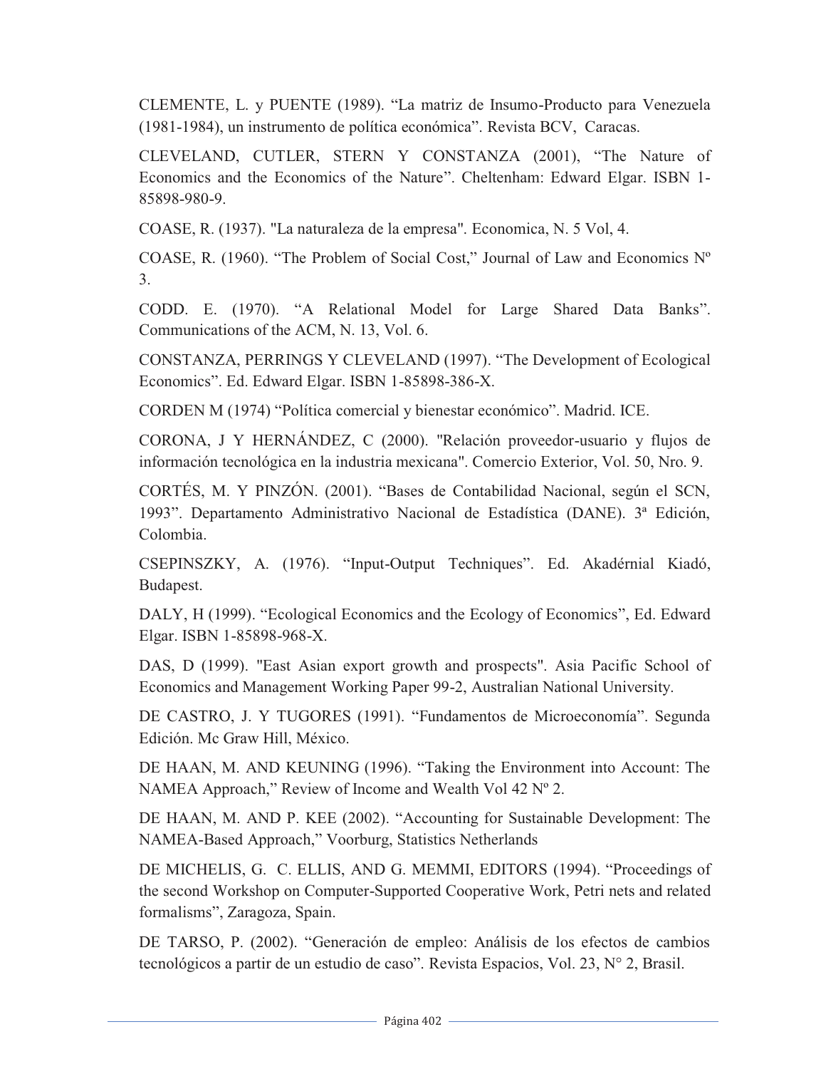CLEMENTE, L. y PUENTE (1989). “La matriz de Insumo-Producto para Venezuela (1981-1984), un instrumento de política económica”. Revista BCV, Caracas.

CLEVELAND, CUTLER, STERN Y CONSTANZA (2001), “The Nature of Economics and the Economics of the Nature”. Cheltenham: Edward Elgar. ISBN 1-85898-980-9.

COASE, R. (1937). "La naturaleza de la empresa". Economica, N. 5 Vol, 4.

COASE, R. (1960). “The Problem of Social Cost,” Journal of Law and Economics Nº 3.

CODD. E. (1970). “A Relational Model for Large Shared Data Banks”. Communications of the ACM, N. 13, Vol. 6.

CONSTANZA, PERRINGS Y CLEVELAND (1997). “The Development of Ecological Economics”. Ed. Edward Elgar. ISBN 1-85898-386-X.

CORDEN M (1974) “Política comercial y bienestar económico”. Madrid. ICE.

CORONA, J Y HERNÁNDEZ, C (2000). "Relación proveedor-usuario y flujos de información tecnológica en la industria mexicana". Comercio Exterior, Vol. 50, Nro. 9.

CORTÉS, M. Y PINZÓN. (2001). “Bases de Contabilidad Nacional, según el SCN, 1993”. Departamento Administrativo Nacional de Estadística (DANE). 3ª Edición, Colombia.

CSEPINSZKY, A. (1976). “Input-Output Techniques”. Ed. Akadérnial Kiadó, Budapest.

DALY, H (1999). “Ecological Economics and the Ecology of Economics”, Ed. Edward Elgar. ISBN 1-85898-968-X.

DAS, D (1999). "East Asian export growth and prospects". Asia Pacific School of Economics and Management Working Paper 99-2, Australian National University.

DE CASTRO, J. Y TUGORES (1991). “Fundamentos de Microeconomía”. Segunda Edición. Mc Graw Hill, México.

DE HAAN, M. AND KEUNING (1996). “Taking the Environment into Account: The NAMEA Approach,” Review of Income and Wealth Vol 42 Nº 2.

DE HAAN, M. AND P. KEE (2002). “Accounting for Sustainable Development: The NAMEA-Based Approach,” Voorburg, Statistics Netherlands

DE MICHELIS, G. C. ELLIS, AND G. MEMMI, EDITORS (1994). “Proceedings of the second Workshop on Computer-Supported Cooperative Work, Petri nets and related formalisms”, Zaragoza, Spain.

DE TARSO, P. (2002). “Generación de empleo: Análisis de los efectos de cambios tecnológicos a partir de un estudio de caso”. Revista Espacios, Vol. 23, N° 2, Brasil.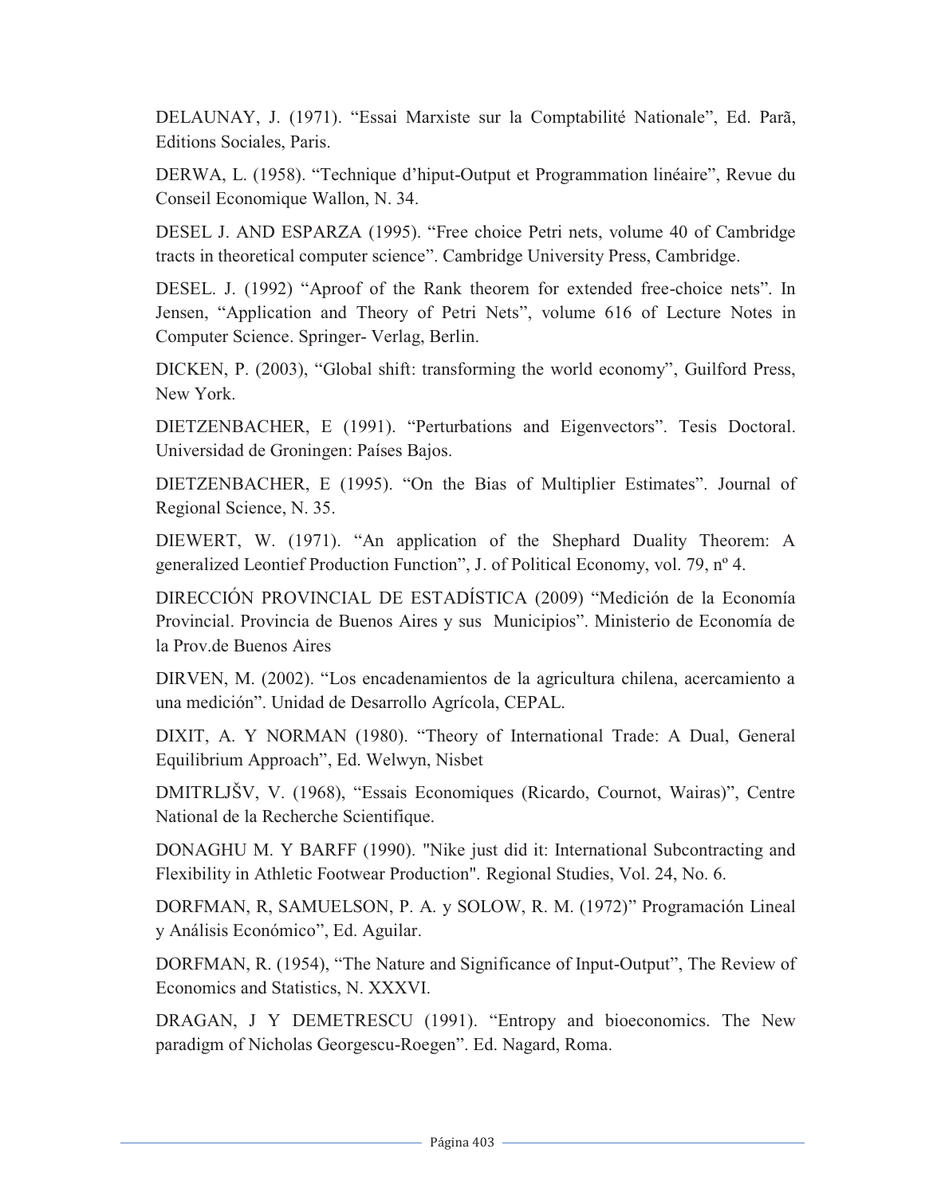DELAUNAY, J. (1971). “Essai Marxiste sur la Comptabilité Nationale”, Ed. Parã, Editions Sociales, Paris.

DERWA, L. (1958). “Technique d’hiput-Output et Programmation linéaire”, Revue du Conseil Economique Wallon, N. 34.

DESEL J. AND ESPARZA (1995). “Free choice Petri nets, volume 40 of Cambridge tracts in theoretical computer science”. Cambridge University Press, Cambridge.

DESEL. J. (1992) “Aproof of the Rank theorem for extended free-choice nets”. In Jensen, “Application and Theory of Petri Nets”, volume 616 of Lecture Notes in Computer Science. Springer- Verlag, Berlin.

DICKEN, P. (2003), “Global shift: transforming the world economy”, Guilford Press, New York.

DIETZENBACHER, E (1991). “Perturbations and Eigenvectors”. Tesis Doctoral. Universidad de Groningen: Países Bajos.

DIETZENBACHER, E (1995). “On the Bias of Multiplier Estimates”. Journal of Regional Science, N. 35.

DIEWERT, W. (1971). “An application of the Shephard Duality Theorem: A generalized Leontief Production Function”, J. of Political Economy, vol. 79, nº 4.

DIRECCIÓN PROVINCIAL DE ESTADÍSTICA (2009) “Medición de la Economía Provincial. Provincia de Buenos Aires y sus Municipios”. Ministerio de Economía de la Prov.de Buenos Aires

DIRVEN, M. (2002). “Los encadenamientos de la agricultura chilena, acercamiento a una medición”. Unidad de Desarrollo Agrícola, CEPAL.

DIXIT, A. Y NORMAN (1980). “Theory of International Trade: A Dual, General Equilibrium Approach”, Ed. Welwyn, Nisbet

DMITRLJŠV, V. (1968), “Essais Economiques (Ricardo, Cournot, Wairas)”, Centre National de la Recherche Scientifique.

DONAGHU M. Y BARFF (1990). "Nike just did it: International Subcontracting and Flexibility in Athletic Footwear Production". Regional Studies, Vol. 24, No. 6.

DORFMAN, R, SAMUELSON, P. A. y SOLOW, R. M. (1972)” Programación Lineal y Análisis Económico”, Ed. Aguilar.

DORFMAN, R. (1954), “The Nature and Significance of Input-Output”, The Review of Economics and Statistics, N. XXXVI.

DRAGAN, J Y DEMETRESCU (1991). “Entropy and bioeconomics. The New paradigm of Nicholas Georgescu-Roegen”. Ed. Nagard, Roma.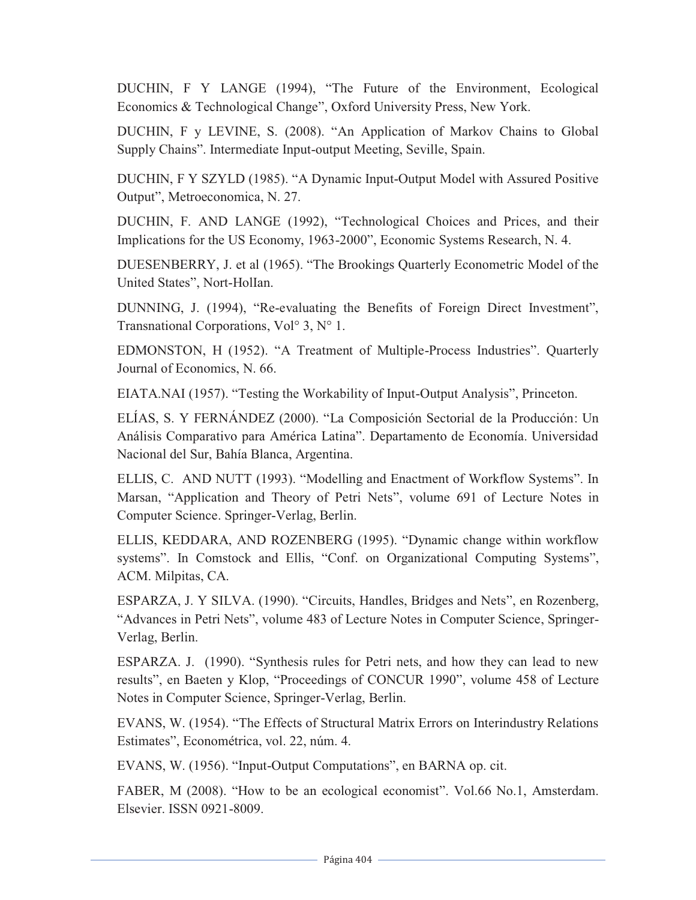DUCHIN, F Y LANGE (1994), “The Future of the Environment, Ecological Economics & Technological Change”, Oxford University Press, New York.

DUCHIN, F y LEVINE, S. (2008). “An Application of Markov Chains to Global Supply Chains”. Intermediate Input-output Meeting, Seville, Spain.

DUCHIN, F Y SZYLD (1985). “A Dynamic Input-Output Model with Assured Positive Output”, Metroeconomica, N. 27.

DUCHIN, F. AND LANGE (1992), “Technological Choices and Prices, and their Implications for the US Economy, 1963-2000”, Economic Systems Research, N. 4.

DUESENBERRY, J. et al (1965). “The Brookings Quarterly Econometric Model of the United States”, Nort-HolIan.

DUNNING, J. (1994), “Re-evaluating the Benefits of Foreign Direct Investment”, Transnational Corporations, Vol° 3, N° 1.

EDMONSTON, H (1952). “A Treatment of Multiple-Process Industries”. Quarterly Journal of Economics, N. 66.

EIATA.NAI (1957). “Testing the Workability of Input-Output Analysis”, Princeton.

ELÍAS, S. Y FERNÁNDEZ (2000). “La Composición Sectorial de la Producción: Un Análisis Comparativo para América Latina”. Departamento de Economía. Universidad Nacional del Sur, Bahía Blanca, Argentina.

ELLIS, C. AND NUTT (1993). “Modelling and Enactment of Workflow Systems”. In Marsan, “Application and Theory of Petri Nets”, volume 691 of Lecture Notes in Computer Science. Springer-Verlag, Berlin.

ELLIS, KEDDARA, AND ROZENBERG (1995). “Dynamic change within workflow systems”. In Comstock and Ellis, “Conf. on Organizational Computing Systems”, ACM. Milpitas, CA.

ESPARZA, J. Y SILVA. (1990). “Circuits, Handles, Bridges and Nets”, en Rozenberg, “Advances in Petri Nets”, volume 483 of Lecture Notes in Computer Science, Springer-Verlag, Berlin.

ESPARZA. J. (1990). “Synthesis rules for Petri nets, and how they can lead to new results”, en Baeten y Klop, “Proceedings of CONCUR 1990”, volume 458 of Lecture Notes in Computer Science, Springer-Verlag, Berlin.

EVANS, W. (1954). “The Effects of Structural Matrix Errors on Interindustry Relations Estimates”, Econométrica, vol. 22, núm. 4.

EVANS, W. (1956). “Input-Output Computations”, en BARNA op. cit.

FABER, M (2008). “How to be an ecological economist”. Vol.66 No.1, Amsterdam. Elsevier. ISSN 0921-8009.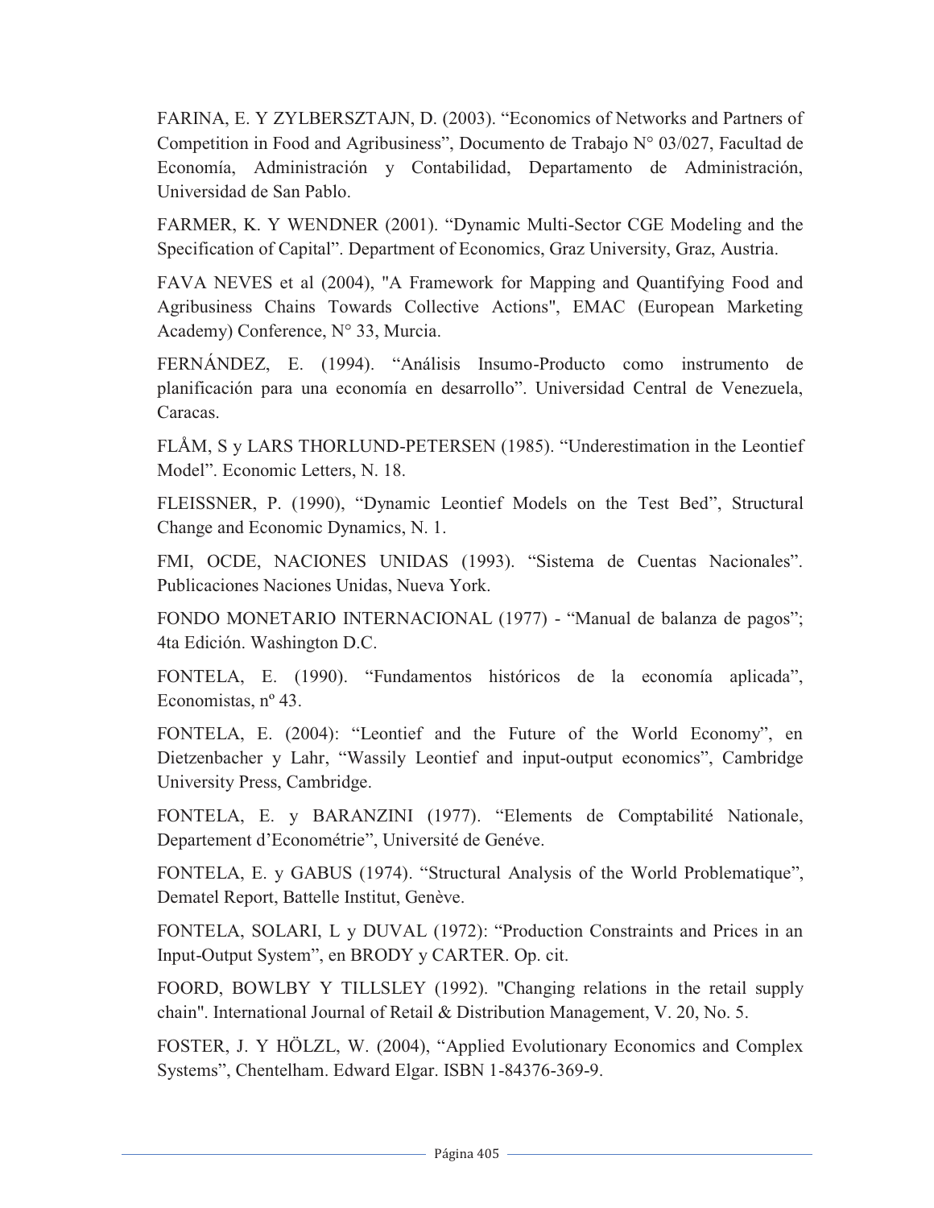FARINA, E. Y ZYLBERSZTAJN, D. (2003). “Economics of Networks and Partners of Competition in Food and Agribusiness”, Documento de Trabajo N° 03/027, Facultad de Economía, Administración y Contabilidad, Departamento de Administración, Universidad de San Pablo.

FARMER, K. Y WENDNER (2001). “Dynamic Multi-Sector CGE Modeling and the Specification of Capital”. Department of Economics, Graz University, Graz, Austria.

FAVA NEVES et al (2004), "A Framework for Mapping and Quantifying Food and Agribusiness Chains Towards Collective Actions", EMAC (European Marketing Academy) Conference, N° 33, Murcia.

FERNÁNDEZ, E. (1994). “Análisis Insumo-Producto como instrumento de planificación para una economía en desarrollo”. Universidad Central de Venezuela, Caracas.

FLÅM, S y LARS THORLUND-PETERSEN (1985). “Underestimation in the Leontief Model”. Economic Letters, N. 18.

FLEISSNER, P. (1990), “Dynamic Leontief Models on the Test Bed”, Structural Change and Economic Dynamics, N. 1.

FMI, OCDE, NACIONES UNIDAS (1993). “Sistema de Cuentas Nacionales”. Publicaciones Naciones Unidas, Nueva York.

FONDO MONETARIO INTERNACIONAL (1977) - “Manual de balanza de pagos”; 4ta Edición. Washington D.C.

FONTELA, E. (1990). “Fundamentos históricos de la economía aplicada”, Economistas, nº 43.

FONTELA, E. (2004): “Leontief and the Future of the World Economy”, en Dietzenbacher y Lahr, “Wassily Leontief and input-output economics”, Cambridge University Press, Cambridge.

FONTELA, E. y BARANZINI (1977). “Elements de Comptabilité Nationale, Departement d’Econométrie”, Université de Genéve.

FONTELA, E. y GABUS (1974). “Structural Analysis of the World Problematique”, Dematel Report, Battelle Institut, Genève.

FONTELA, SOLARI, L y DUVAL (1972): “Production Constraints and Prices in an Input-Output System”, en BRODY y CARTER. Op. cit.

FOORD, BOWLBY Y TILLSLEY (1992). "Changing relations in the retail supply chain". International Journal of Retail & Distribution Management, V. 20, No. 5.

FOSTER, J. Y HÖLZL, W. (2004), “Applied Evolutionary Economics and Complex Systems”, Chentelham. Edward Elgar. ISBN 1-84376-369-9.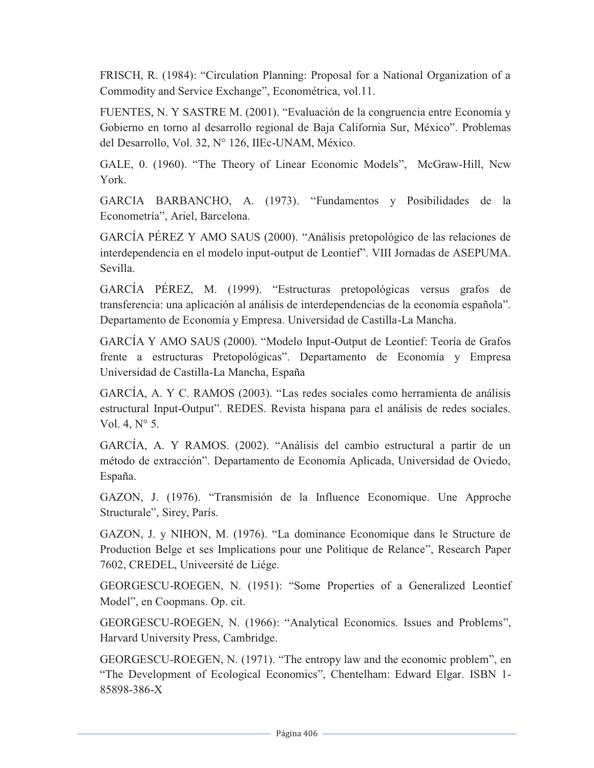FRISCH, R. (1984): “Circulation Planning: Proposal for a National Organization of a Commodity and Service Exchange”, Econométrica, vol.11.

FUENTES, N. Y SASTRE M. (2001). “Evaluación de la congruencia entre Economía y Gobierno en torno al desarrollo regional de Baja California Sur, México”. Problemas del Desarrollo, Vol. 32, N° 126, IIEc-UNAM, México.

GALE, 0. (1960). “The Theory of Linear Economic Models”, McGraw-Hill, Ncw York.

GARCIA BARBANCHO, A. (1973). “Fundamentos y Posibilidades de la Econometría”, Ariel, Barcelona.

GARCÍA PÉREZ Y AMO SAUS (2000). “Análisis pretopológico de las relaciones de interdependencia en el modelo input-output de Leontief”. VIII Jornadas de ASEPUMA. Sevilla.

GARCÍA PÉREZ, M. (1999). “Estructuras pretopológicas versus grafos de transferencia: una aplicación al análisis de interdependencias de la economía española”. Departamento de Economía y Empresa. Universidad de Castilla-La Mancha.

GARCÍA Y AMO SAUS (2000). “Modelo Input-Output de Leontief: Teoría de Grafos frente a estructuras Pretopológicas”. Departamento de Economía y Empresa Universidad de Castilla-La Mancha, España

GARCÍA, A. Y C. RAMOS (2003). “Las redes sociales como herramienta de análisis estructural Input-Output”. REDES. Revista hispana para el análisis de redes sociales. Vol. 4, N° 5.

GARCÍA, A. Y RAMOS. (2002). “Análisis del cambio estructural a partir de un método de extracción”. Departamento de Economía Aplicada, Universidad de Oviedo, España.

GAZON, J. (1976). “Transmisión de la Influence Economique. Une Approche Structurale”, Sirey, París.

GAZON, J. y NIHON, M. (1976). “La dominance Economique dans le Structure de Production Belge et ses Implications pour une Politique de Relance”, Research Paper 7602, CREDEL, Univeersité de Liége.

GEORGESCU-ROEGEN, N. (1951): “Some Properties of a Generalized Leontief Model”, en Coopmans. Op. cit.

GEORGESCU-ROEGEN, N. (1966): “Analytical Economics. Issues and Problems”, Harvard University Press, Cambridge.

GEORGESCU-ROEGEN, N. (1971). “The entropy law and the economic problem”, en “The Development of Ecological Economics”, Chentelham: Edward Elgar. ISBN 1-85898-386-X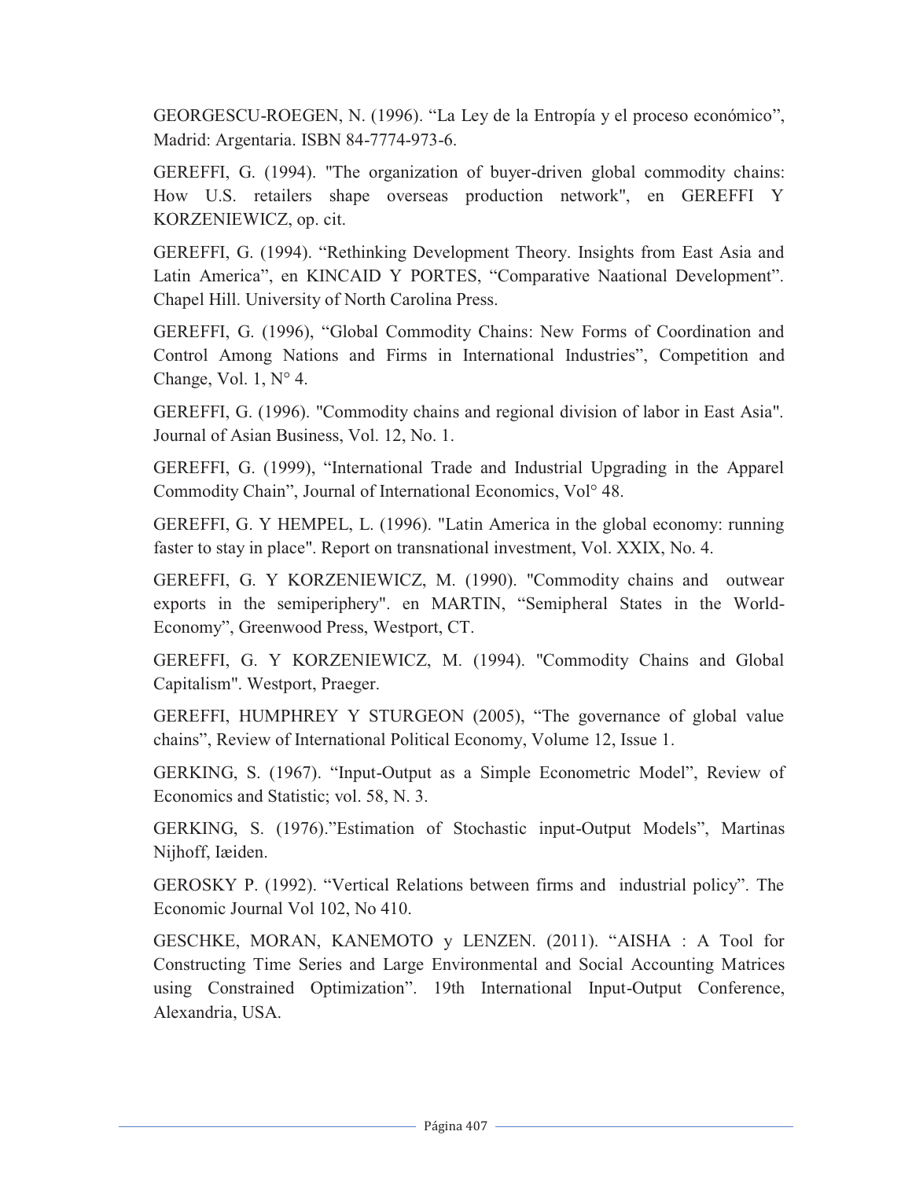GEORGESCU-ROEGEN, N. (1996). “La Ley de la Entropía y el proceso económico”, Madrid: Argentaria. ISBN 84-7774-973-6.

GEREFFI, G. (1994). "The organization of buyer-driven global commodity chains: How U.S. retailers shape overseas production network", en GEREFFI Y KORZENIEWICZ, op. cit.

GEREFFI, G. (1994). “Rethinking Development Theory. Insights from East Asia and Latin America”, en KINCAID Y PORTES, “Comparative Naational Development”. Chapel Hill. University of North Carolina Press.

GEREFFI, G. (1996), “Global Commodity Chains: New Forms of Coordination and Control Among Nations and Firms in International Industries”, Competition and Change, Vol. 1, N° 4.

GEREFFI, G. (1996). "Commodity chains and regional division of labor in East Asia". Journal of Asian Business, Vol. 12, No. 1.

GEREFFI, G. (1999), “International Trade and Industrial Upgrading in the Apparel Commodity Chain”, Journal of International Economics, Vol° 48.

GEREFFI, G. Y HEMPEL, L. (1996). "Latin America in the global economy: running faster to stay in place". Report on transnational investment, Vol. XXIX, No. 4.

GEREFFI, G. Y KORZENIEWICZ, M. (1990). "Commodity chains and outwear exports in the semiperiphery". en MARTIN, “Semipheral States in the World-Economy”, Greenwood Press, Westport, CT.

GEREFFI, G. Y KORZENIEWICZ, M. (1994). "Commodity Chains and Global Capitalism". Westport, Praeger.

GEREFFI, HUMPHREY Y STURGEON (2005), “The governance of global value chains”, Review of International Political Economy, Volume 12, Issue 1.

GERKING, S. (1967). “Input-Output as a Simple Econometric Model”, Review of Economics and Statistic; vol. 58, N. 3.

GERKING, S. (1976).”Estimation of Stochastic input-Output Models”, Martinas Nijhoff, Iæiden.

GEROSKY P. (1992). “Vertical Relations between firms and industrial policy”. The Economic Journal Vol 102, No 410.

GESCHKE, MORAN, KANEMOTO y LENZEN. (2011). “AISHA : A Tool for Constructing Time Series and Large Environmental and Social Accounting Matrices using Constrained Optimization”. 19th International Input-Output Conference, Alexandria, USA.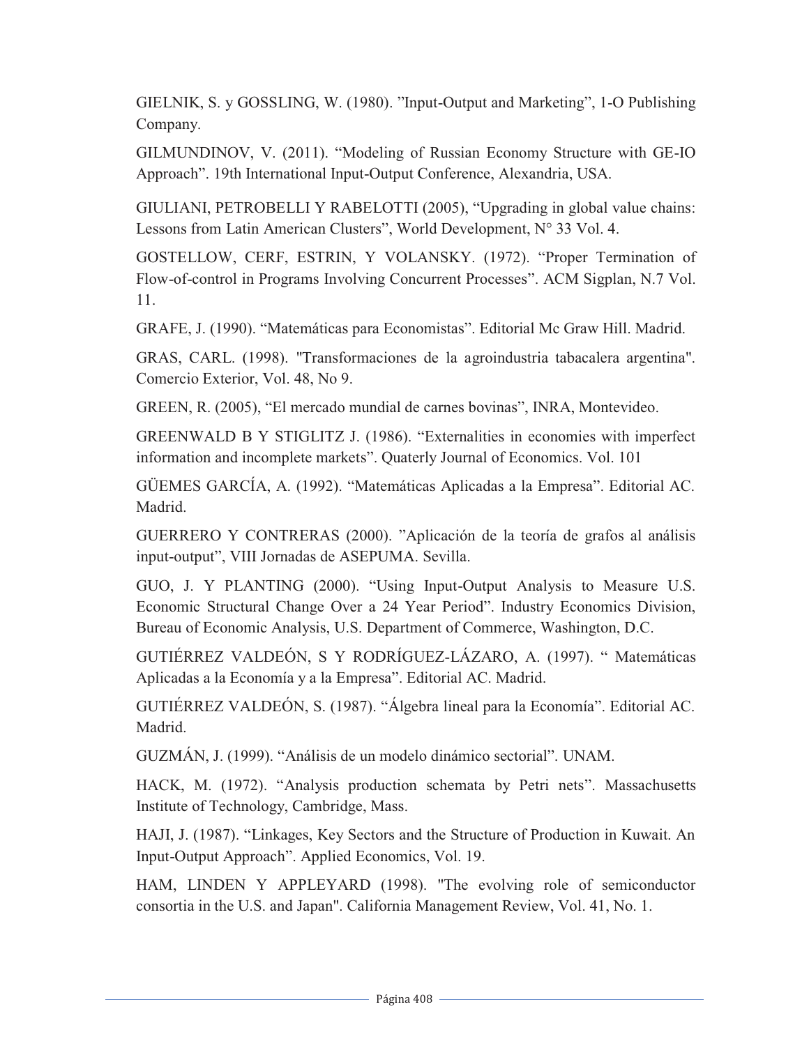GIELNIK, S. y GOSSLING, W. (1980). ”Input-Output and Marketing”, 1-O Publishing Company.

GILMUNDINOV, V. (2011). “Modeling of Russian Economy Structure with GE-IO Approach”. 19th International Input-Output Conference, Alexandria, USA.

GIULIANI, PETROBELLI Y RABELOTTI (2005), “Upgrading in global value chains: Lessons from Latin American Clusters”, World Development, N° 33 Vol. 4.

GOSTELLOW, CERF, ESTRIN, Y VOLANSKY. (1972). “Proper Termination of Flow-of-control in Programs Involving Concurrent Processes”. ACM Sigplan, N.7 Vol. 11.

GRAFE, J. (1990). “Matemáticas para Economistas”. Editorial Mc Graw Hill. Madrid.

GRAS, CARL. (1998). "Transformaciones de la agroindustria tabacalera argentina". Comercio Exterior, Vol. 48, No 9.

GREEN, R. (2005), “El mercado mundial de carnes bovinas”, INRA, Montevideo.

GREENWALD B Y STIGLITZ J. (1986). “Externalities in economies with imperfect information and incomplete markets”. Quaterly Journal of Economics. Vol. 101

GÜEMES GARCÍA, A. (1992). “Matemáticas Aplicadas a la Empresa”. Editorial AC. Madrid.

GUERRERO Y CONTRERAS (2000). ”Aplicación de la teoría de grafos al análisis input-output”, VIII Jornadas de ASEPUMA. Sevilla.

GUO, J. Y PLANTING (2000). “Using Input-Output Analysis to Measure U.S. Economic Structural Change Over a 24 Year Period”. Industry Economics Division, Bureau of Economic Analysis, U.S. Department of Commerce, Washington, D.C.

GUTIÉRREZ VALDEÓN, S Y RODRÍGUEZ-LÁZARO, A. (1997). “ Matemáticas Aplicadas a la Economía y a la Empresa”. Editorial AC. Madrid.

GUTIÉRREZ VALDEÓN, S. (1987). “Álgebra lineal para la Economía”. Editorial AC. Madrid.

GUZMÁN, J. (1999). “Análisis de un modelo dinámico sectorial”. UNAM.

HACK, M. (1972). “Analysis production schemata by Petri nets”. Massachusetts Institute of Technology, Cambridge, Mass.

HAJI, J. (1987). “Linkages, Key Sectors and the Structure of Production in Kuwait. An Input-Output Approach”. Applied Economics, Vol. 19.

HAM, LINDEN Y APPLEYARD (1998). "The evolving role of semiconductor consortia in the U.S. and Japan". California Management Review, Vol. 41, No. 1.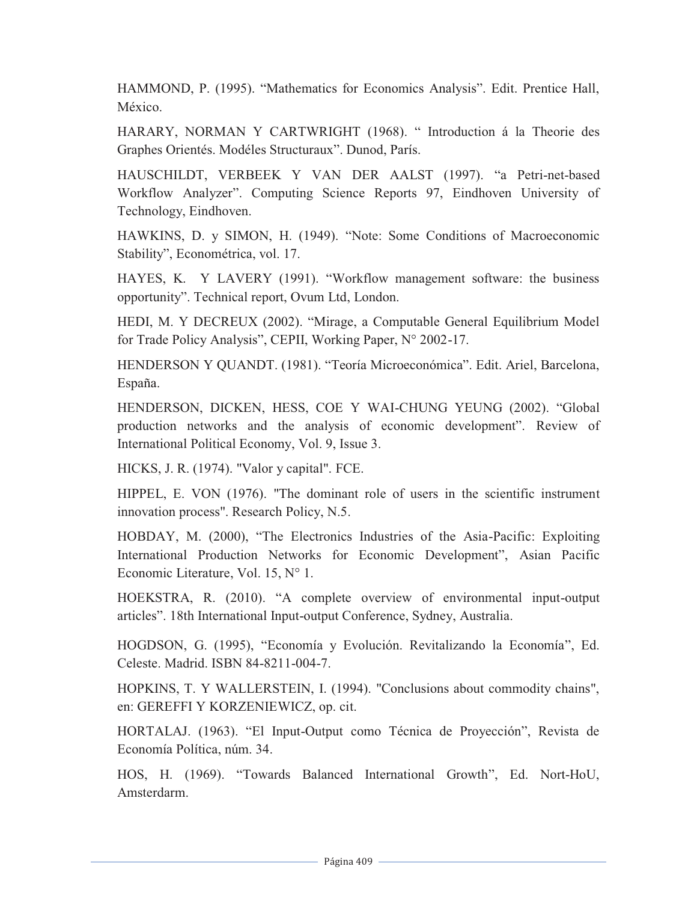HAMMOND, P. (1995). “Mathematics for Economics Analysis”. Edit. Prentice Hall, México.

HARARY, NORMAN Y CARTWRIGHT (1968). “ Introduction á la Theorie des Graphes Orientés. Modéles Structuraux”. Dunod, París.

HAUSCHILDT, VERBEEK Y VAN DER AALST (1997). “a Petri-net-based Workflow Analyzer”. Computing Science Reports 97, Eindhoven University of Technology, Eindhoven.

HAWKINS, D. y SIMON, H. (1949). “Note: Some Conditions of Macroeconomic Stability”, Econométrica, vol. 17.

HAYES, K. Y LAVERY (1991). “Workflow management software: the business opportunity”. Technical report, Ovum Ltd, London.

HEDI, M. Y DECREUX (2002). “Mirage, a Computable General Equilibrium Model for Trade Policy Analysis”, CEPII, Working Paper, N° 2002-17.

HENDERSON Y QUANDT. (1981). “Teoría Microeconómica”. Edit. Ariel, Barcelona, España.

HENDERSON, DICKEN, HESS, COE Y WAI-CHUNG YEUNG (2002). “Global production networks and the analysis of economic development”. Review of International Political Economy, Vol. 9, Issue 3.

HICKS, J. R. (1974). "Valor y capital". FCE.

HIPPEL, E. VON (1976). "The dominant role of users in the scientific instrument innovation process". Research Policy, N.5.

HOBDAY, M. (2000), “The Electronics Industries of the Asia-Pacific: Exploiting International Production Networks for Economic Development”, Asian Pacific Economic Literature, Vol. 15, N° 1.

HOEKSTRA, R. (2010). “A complete overview of environmental input-output articles”. 18th International Input-output Conference, Sydney, Australia.

HOGDSON, G. (1995), “Economía y Evolución. Revitalizando la Economía”, Ed. Celeste. Madrid. ISBN 84-8211-004-7.

HOPKINS, T. Y WALLERSTEIN, I. (1994). "Conclusions about commodity chains", en: GEREFFI Y KORZENIEWICZ, op. cit.

HORTALAJ. (1963). “El Input-Output como Técnica de Proyección”, Revista de Economía Política, núm. 34.

HOS, H. (1969). “Towards Balanced International Growth”, Ed. Nort-HoU, Amsterdarm.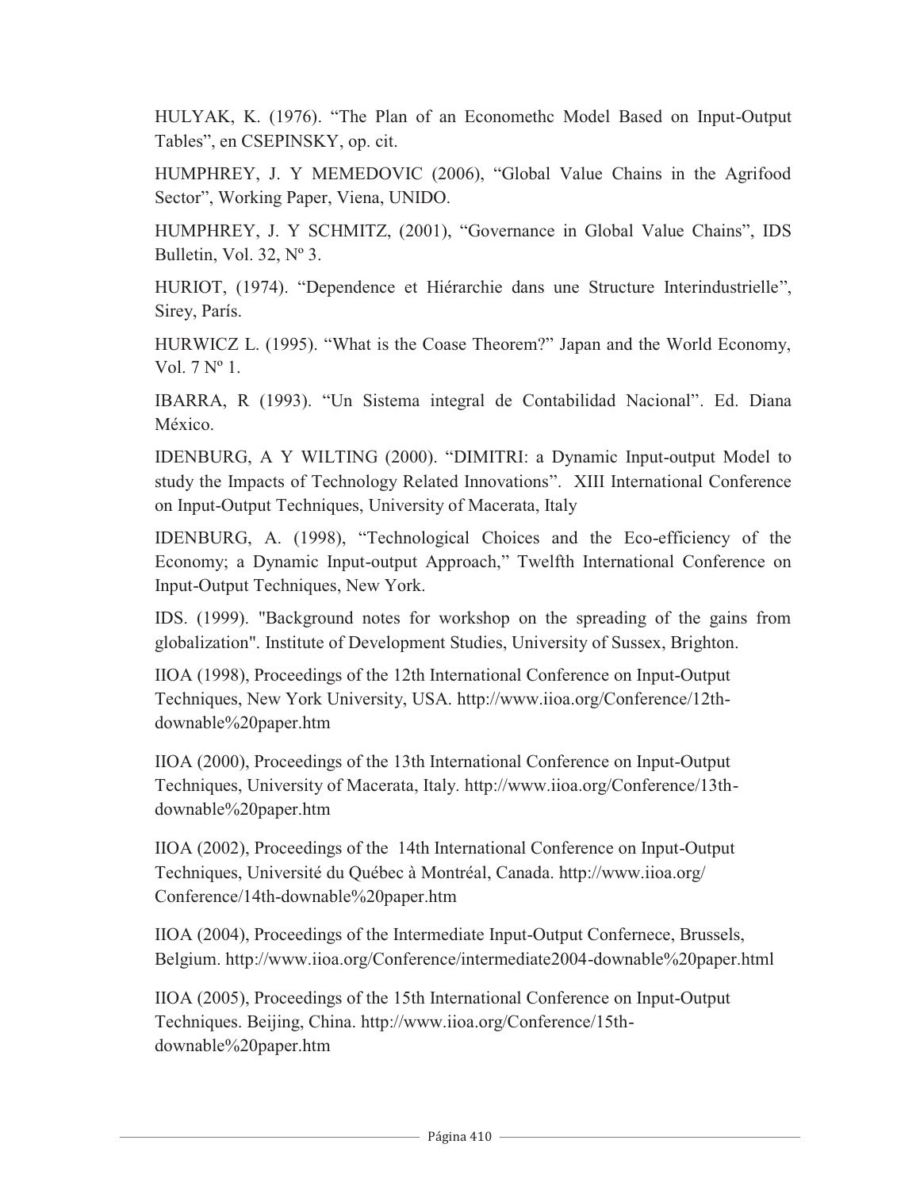HULYAK, K. (1976). “The Plan of an Economethc Model Based on Input-Output Tables”, en CSEPINSKY, op. cit.

HUMPHREY, J. Y MEMEDOVIC (2006), “Global Value Chains in the Agrifood Sector”, Working Paper, Viena, UNIDO.

HUMPHREY, J. Y SCHMITZ, (2001), “Governance in Global Value Chains”, IDS Bulletin, Vol. 32, Nº 3.

HURIOT, (1974). “Dependence et Hiérarchie dans une Structure Interindustrielle”, Sirey, París.

HURWICZ L. (1995). “What is the Coase Theorem?” Japan and the World Economy, Vol. 7 Nº 1.

IBARRA, R (1993). “Un Sistema integral de Contabilidad Nacional”. Ed. Diana México.

IDENBURG, A Y WILTING (2000). “DIMITRI: a Dynamic Input-output Model to study the Impacts of Technology Related Innovations”. XIII International Conference on Input-Output Techniques, University of Macerata, Italy

IDENBURG, A. (1998), “Technological Choices and the Eco-efficiency of the Economy; a Dynamic Input-output Approach,” Twelfth International Conference on Input-Output Techniques, New York.

IDS. (1999). "Background notes for workshop on the spreading of the gains from globalization". Institute of Development Studies, University of Sussex, Brighton.

IIOA (1998), Proceedings of the 12th International Conference on Input-Output Techniques, New York University, USA. http://www.iioa.org/Conference/12th-downable%20paper.htm

IIOA (2000), Proceedings of the 13th International Conference on Input-Output Techniques, University of Macerata, Italy. http://www.iioa.org/Conference/13th-downable%20paper.htm

IIOA (2002), Proceedings of the 14th International Conference on Input-Output Techniques, Université du Québec à Montréal, Canada. http://www.iioa.org/Conference/14th-downable%20paper.htm

IIOA (2004), Proceedings of the Intermediate Input-Output Confernece, Brussels, Belgium. http://www.iioa.org/Conference/intermediate2004-downable%20paper.html

IIOA (2005), Proceedings of the 15th International Conference on Input-Output Techniques. Beijing, China. http://www.iioa.org/Conference/15th-downable%20paper.htm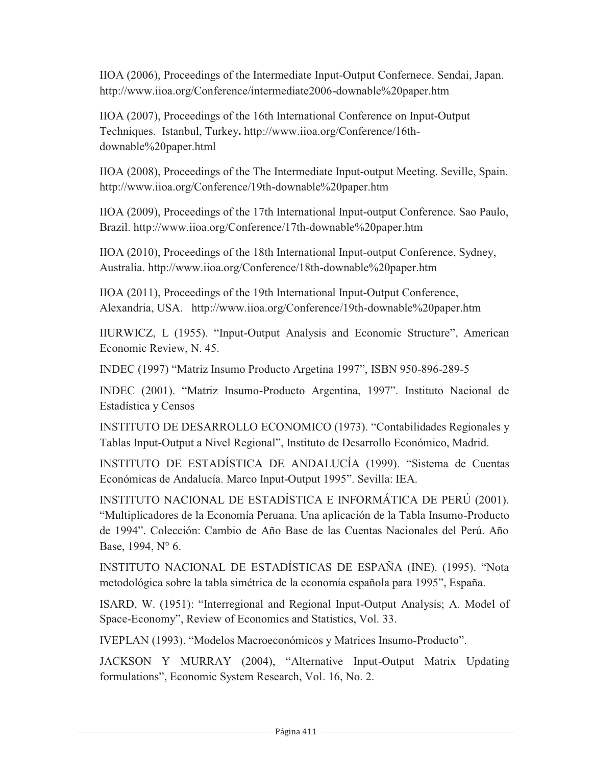IIOA (2006), Proceedings of the Intermediate Input-Output Confernece. Sendai, Japan. http://www.iioa.org/Conference/intermediate2006-downable%20paper.htm

IIOA (2007), Proceedings of the 16th International Conference on Input-Output Techniques. Istanbul, Turkey**.** http://www.iioa.org/Conference/16th-downable%20paper.html

IIOA (2008), Proceedings of the The Intermediate Input-output Meeting. Seville, Spain. http://www.iioa.org/Conference/19th-downable%20paper.htm

IIOA (2009), Proceedings of the 17th International Input-output Conference. Sao Paulo, Brazil. http://www.iioa.org/Conference/17th-downable%20paper.htm

IIOA (2010), Proceedings of the 18th International Input-output Conference, Sydney, Australia. http://www.iioa.org/Conference/18th-downable%20paper.htm

IIOA (2011), Proceedings of the 19th International Input-Output Conference, Alexandria, USA. http://www.iioa.org/Conference/19th-downable%20paper.htm

IIURWICZ, L (1955). "Input-Output Analysis and Economic Structure", American Economic Review, N. 45.

INDEC (1997) "Matriz Insumo Producto Argetina 1997", ISBN 950-896-289-5

INDEC (2001). "Matriz Insumo-Producto Argentina, 1997". Instituto Nacional de Estadística y Censos

INSTITUTO DE DESARROLLO ECONOMICO (1973). "Contabilidades Regionales y Tablas Input-Output a Nivel Regional", Instituto de Desarrollo Económico, Madrid.

INSTITUTO DE ESTADÍSTICA DE ANDALUCÍA (1999). "Sistema de Cuentas Económicas de Andalucía. Marco Input-Output 1995". Sevilla: IEA.

INSTITUTO NACIONAL DE ESTADÍSTICA E INFORMÁTICA DE PERÚ (2001). "Multiplicadores de la Economía Peruana. Una aplicación de la Tabla Insumo-Producto de 1994". Colección: Cambio de Año Base de las Cuentas Nacionales del Perú. Año Base, 1994, N° 6.

INSTITUTO NACIONAL DE ESTADÍSTICAS DE ESPAÑA (INE). (1995). "Nota metodológica sobre la tabla simétrica de la economía española para 1995", España.

ISARD, W. (1951): "Interregional and Regional Input-Output Analysis; A. Model of Space-Economy", Review of Economics and Statistics, Vol. 33.

IVEPLAN (1993). "Modelos Macroeconómicos y Matrices Insumo-Producto".

JACKSON Y MURRAY (2004), "Alternative Input-Output Matrix Updating formulations", Economic System Research, Vol. 16, No. 2.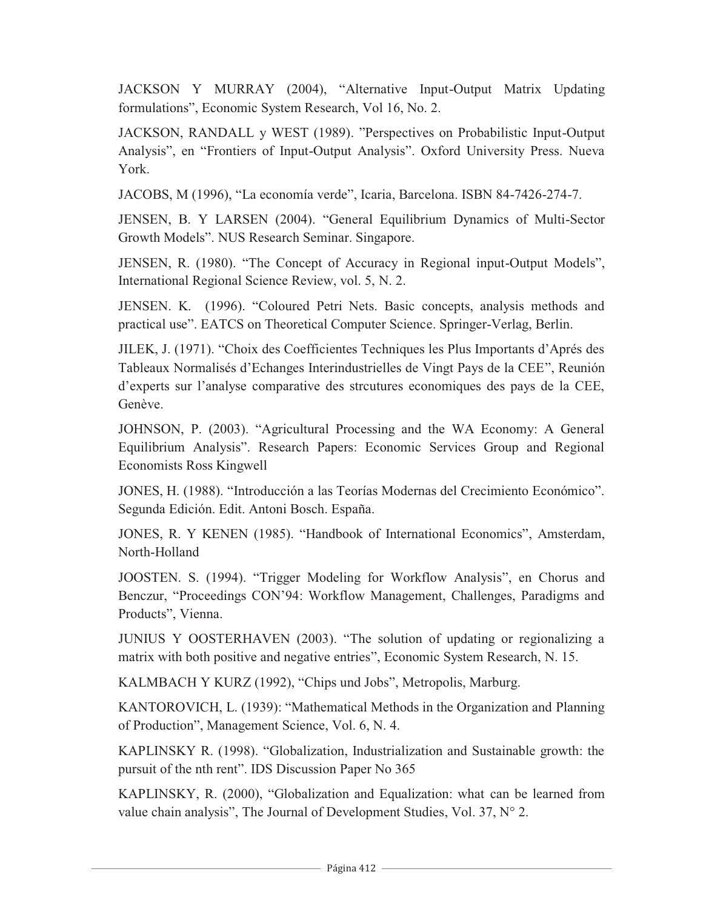JACKSON Y MURRAY (2004), "Alternative Input-Output Matrix Updating formulations", Economic System Research, Vol 16, No. 2.

JACKSON, RANDALL y WEST (1989). "Perspectives on Probabilistic Input-Output Analysis", en "Frontiers of Input-Output Analysis". Oxford University Press. Nueva York.

JACOBS, M (1996), "La economía verde", Icaria, Barcelona. ISBN 84-7426-274-7.

JENSEN, B. Y LARSEN (2004). "General Equilibrium Dynamics of Multi-Sector Growth Models". NUS Research Seminar. Singapore.

JENSEN, R. (1980). "The Concept of Accuracy in Regional input-Output Models", International Regional Science Review, vol. 5, N. 2.

JENSEN. K. (1996). "Coloured Petri Nets. Basic concepts, analysis methods and practical use". EATCS on Theoretical Computer Science. Springer-Verlag, Berlin.

JILEK, J. (1971). "Choix des Coefficientes Techniques les Plus Importants d'Aprés des Tableaux Normalisés d'Echanges Interindustrielles de Vingt Pays de la CEE", Reunión d'experts sur l'analyse comparative des strcutures economiques des pays de la CEE, Genève.

JOHNSON, P. (2003). "Agricultural Processing and the WA Economy: A General Equilibrium Analysis". Research Papers: Economic Services Group and Regional Economists Ross Kingwell

JONES, H. (1988). "Introducción a las Teorías Modernas del Crecimiento Económico". Segunda Edición. Edit. Antoni Bosch. España.

JONES, R. Y KENEN (1985). "Handbook of International Economics", Amsterdam, North-Holland

JOOSTEN. S. (1994). "Trigger Modeling for Workflow Analysis", en Chorus and Benczur, "Proceedings CON'94: Workflow Management, Challenges, Paradigms and Products", Vienna.

JUNIUS Y OOSTERHAVEN (2003). "The solution of updating or regionalizing a matrix with both positive and negative entries", Economic System Research, N. 15.

KALMBACH Y KURZ (1992), "Chips und Jobs", Metropolis, Marburg.

KANTOROVICH, L. (1939): "Mathematical Methods in the Organization and Planning of Production", Management Science, Vol. 6, N. 4.

KAPLINSKY R. (1998). "Globalization, Industrialization and Sustainable growth: the pursuit of the nth rent". IDS Discussion Paper No 365

KAPLINSKY, R. (2000), "Globalization and Equalization: what can be learned from value chain analysis", The Journal of Development Studies, Vol. 37, N° 2.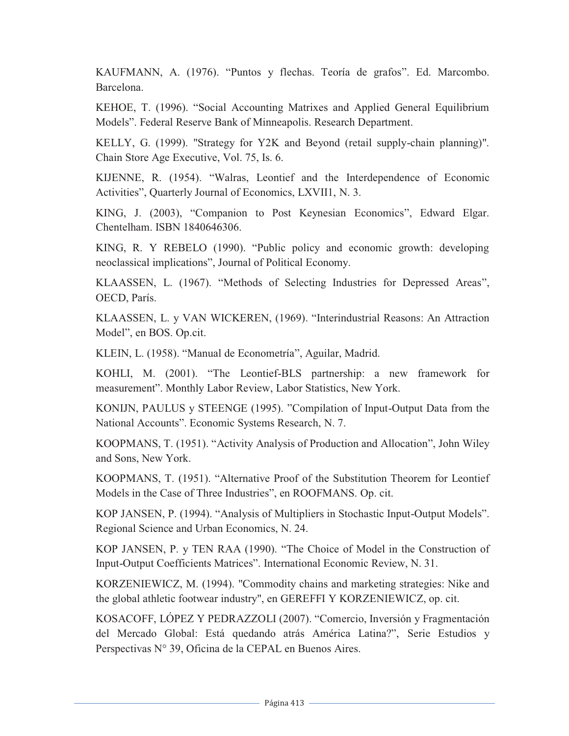KAUFMANN, A. (1976). “Puntos y flechas. Teoría de grafos”. Ed. Marcombo. Barcelona.

KEHOE, T. (1996). “Social Accounting Matrixes and Applied General Equilibrium Models”. Federal Reserve Bank of Minneapolis. Research Department.

KELLY, G. (1999). "Strategy for Y2K and Beyond (retail supply-chain planning)". Chain Store Age Executive, Vol. 75, Is. 6.

KIJENNE, R. (1954). “Walras, Leontief and the Interdependence of Economic Activities”, Quarterly Journal of Economics, LXVII1, N. 3.

KING, J. (2003), “Companion to Post Keynesian Economics”, Edward Elgar. Chentelham. ISBN 1840646306.

KING, R. Y REBELO (1990). “Public policy and economic growth: developing neoclassical implications”, Journal of Political Economy.

KLAASSEN, L. (1967). “Methods of Selecting Industries for Depressed Areas”, OECD, París.

KLAASSEN, L. y VAN WICKEREN, (1969). “Interindustrial Reasons: An Attraction Model”, en BOS. Op.cit.

KLEIN, L. (1958). “Manual de Econometría”, Aguilar, Madrid.

KOHLI, M. (2001). “The Leontief-BLS partnership: a new framework for measurement”. Monthly Labor Review, Labor Statistics, New York.

KONIJN, PAULUS y STEENGE (1995). ”Compilation of Input-Output Data from the National Accounts”. Economic Systems Research, N. 7.

KOOPMANS, T. (1951). “Activity Analysis of Production and Allocation”, John Wiley and Sons, New York.

KOOPMANS, T. (1951). “Alternative Proof of the Substitution Theorem for Leontief Models in the Case of Three Industries”, en ROOFMANS. Op. cit.

KOP JANSEN, P. (1994). “Analysis of Multipliers in Stochastic Input-Output Models”. Regional Science and Urban Economics, N. 24.

KOP JANSEN, P. y TEN RAA (1990). “The Choice of Model in the Construction of Input-Output Coefficients Matrices”. International Economic Review, N. 31.

KORZENIEWICZ, M. (1994). "Commodity chains and marketing strategies: Nike and the global athletic footwear industry", en GEREFFI Y KORZENIEWICZ, op. cit.

KOSACOFF, LÓPEZ Y PEDRAZZOLI (2007). “Comercio, Inversión y Fragmentación del Mercado Global: Está quedando atrás América Latina?”, Serie Estudios y Perspectivas N° 39, Oficina de la CEPAL en Buenos Aires.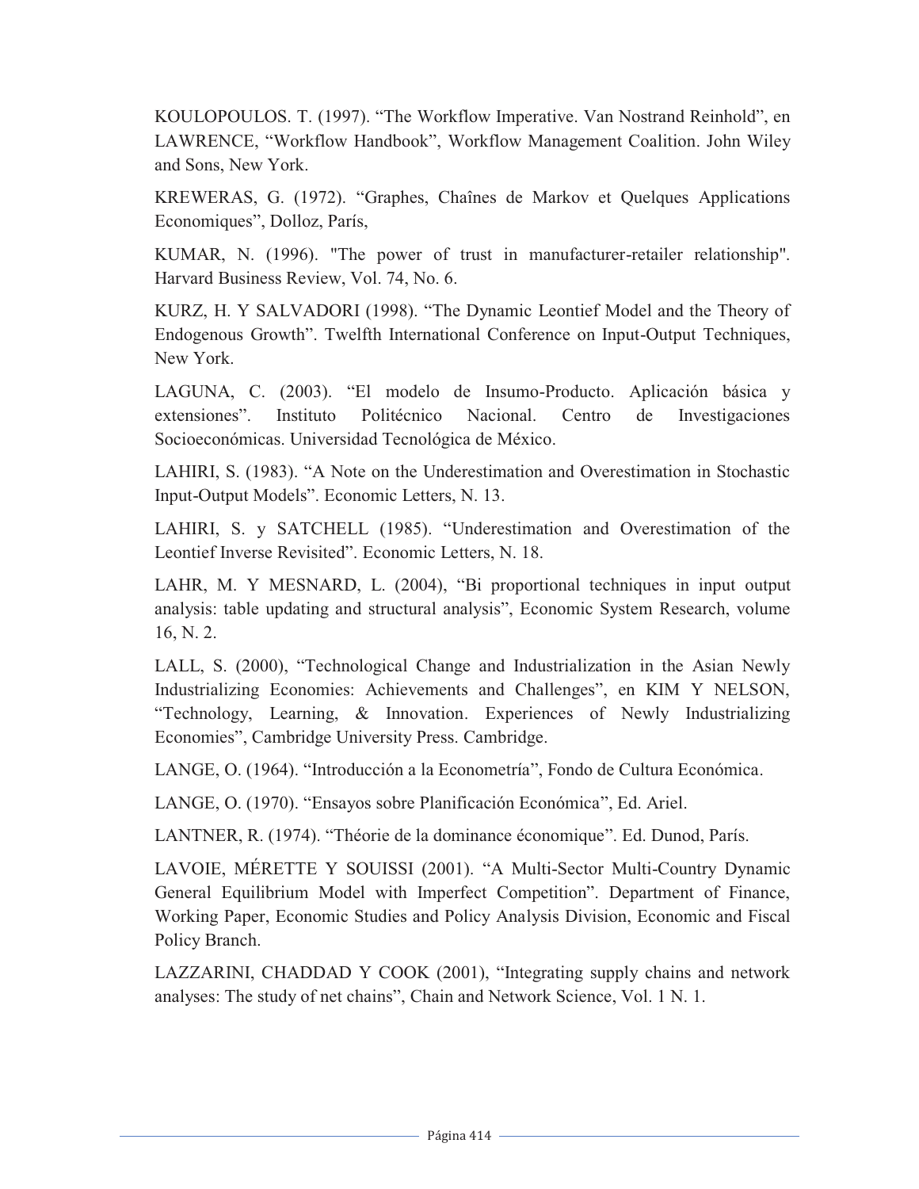KOULOPOULOS. T. (1997). “The Workflow Imperative. Van Nostrand Reinhold”, en LAWRENCE, “Workflow Handbook”, Workflow Management Coalition. John Wiley and Sons, New York.

KREWERAS, G. (1972). “Graphes, Chaînes de Markov et Quelques Applications Economiques”, Dolloz, París,

KUMAR, N. (1996). "The power of trust in manufacturer-retailer relationship". Harvard Business Review, Vol. 74, No. 6.

KURZ, H. Y SALVADORI (1998). “The Dynamic Leontief Model and the Theory of Endogenous Growth”. Twelfth International Conference on Input-Output Techniques, New York.

LAGUNA, C. (2003). “El modelo de Insumo-Producto. Aplicación básica y extensiones”. Instituto Politécnico Nacional. Centro de Investigaciones Socioeconómicas. Universidad Tecnológica de México.

LAHIRI, S. (1983). “A Note on the Underestimation and Overestimation in Stochastic Input-Output Models”. Economic Letters, N. 13.

LAHIRI, S. y SATCHELL (1985). “Underestimation and Overestimation of the Leontief Inverse Revisited”. Economic Letters, N. 18.

LAHR, M. Y MESNARD, L. (2004), “Bi proportional techniques in input output analysis: table updating and structural analysis”, Economic System Research, volume 16, N. 2.

LALL, S. (2000), “Technological Change and Industrialization in the Asian Newly Industrializing Economies: Achievements and Challenges”, en KIM Y NELSON, “Technology, Learning, & Innovation. Experiences of Newly Industrializing Economies”, Cambridge University Press. Cambridge.

LANGE, O. (1964). “Introducción a la Econometría”, Fondo de Cultura Económica.

LANGE, O. (1970). “Ensayos sobre Planificación Económica”, Ed. Ariel.

LANTNER, R. (1974). “Théorie de la dominance économique”. Ed. Dunod, París.

LAVOIE, MÉRETTE Y SOUISSI (2001). “A Multi-Sector Multi-Country Dynamic General Equilibrium Model with Imperfect Competition”. Department of Finance, Working Paper, Economic Studies and Policy Analysis Division, Economic and Fiscal Policy Branch.

LAZZARINI, CHADDAD Y COOK (2001), “Integrating supply chains and network analyses: The study of net chains”, Chain and Network Science, Vol. 1 N. 1.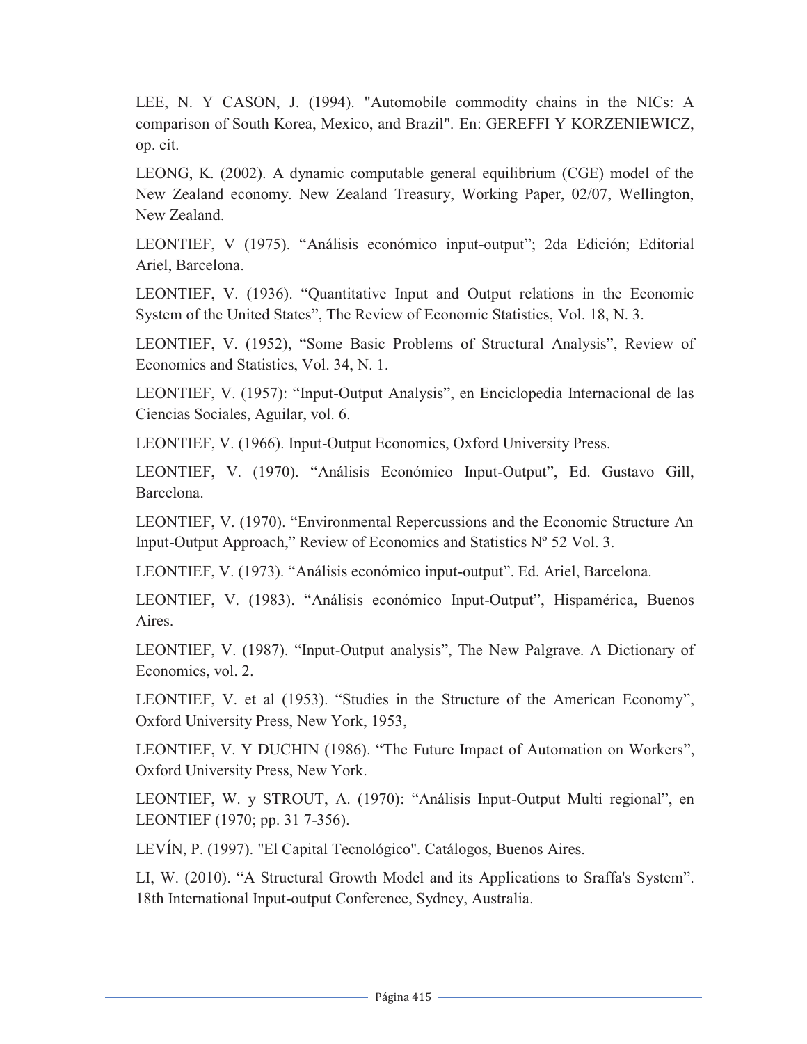LEE, N. Y CASON, J. (1994). "Automobile commodity chains in the NICs: A comparison of South Korea, Mexico, and Brazil". En: GEREFFI Y KORZENIEWICZ, op. cit.

LEONG, K. (2002). A dynamic computable general equilibrium (CGE) model of the New Zealand economy. New Zealand Treasury, Working Paper, 02/07, Wellington, New Zealand.

LEONTIEF, V (1975). "Análisis económico input-output"; 2da Edición; Editorial Ariel, Barcelona.

LEONTIEF, V. (1936). "Quantitative Input and Output relations in the Economic System of the United States", The Review of Economic Statistics, Vol. 18, N. 3.

LEONTIEF, V. (1952), "Some Basic Problems of Structural Analysis", Review of Economics and Statistics, Vol. 34, N. 1.

LEONTIEF, V. (1957): "Input-Output Analysis", en Enciclopedia Internacional de las Ciencias Sociales, Aguilar, vol. 6.

LEONTIEF, V. (1966). Input-Output Economics, Oxford University Press.

LEONTIEF, V. (1970). "Análisis Económico Input-Output", Ed. Gustavo Gill, Barcelona.

LEONTIEF, V. (1970). "Environmental Repercussions and the Economic Structure An Input-Output Approach," Review of Economics and Statistics Nº 52 Vol. 3.

LEONTIEF, V. (1973). "Análisis económico input-output". Ed. Ariel, Barcelona.

LEONTIEF, V. (1983). "Análisis económico Input-Output", Hispamérica, Buenos Aires.

LEONTIEF, V. (1987). "Input-Output analysis", The New Palgrave. A Dictionary of Economics, vol. 2.

LEONTIEF, V. et al (1953). "Studies in the Structure of the American Economy", Oxford University Press, New York, 1953,

LEONTIEF, V. Y DUCHIN (1986). "The Future Impact of Automation on Workers", Oxford University Press, New York.

LEONTIEF, W. y STROUT, A. (1970): "Análisis Input-Output Multi regional", en LEONTIEF (1970; pp. 31 7-356).

LEVÍN, P. (1997). "El Capital Tecnológico". Catálogos, Buenos Aires.

LI, W. (2010). "A Structural Growth Model and its Applications to Sraffa's System". 18th International Input-output Conference, Sydney, Australia.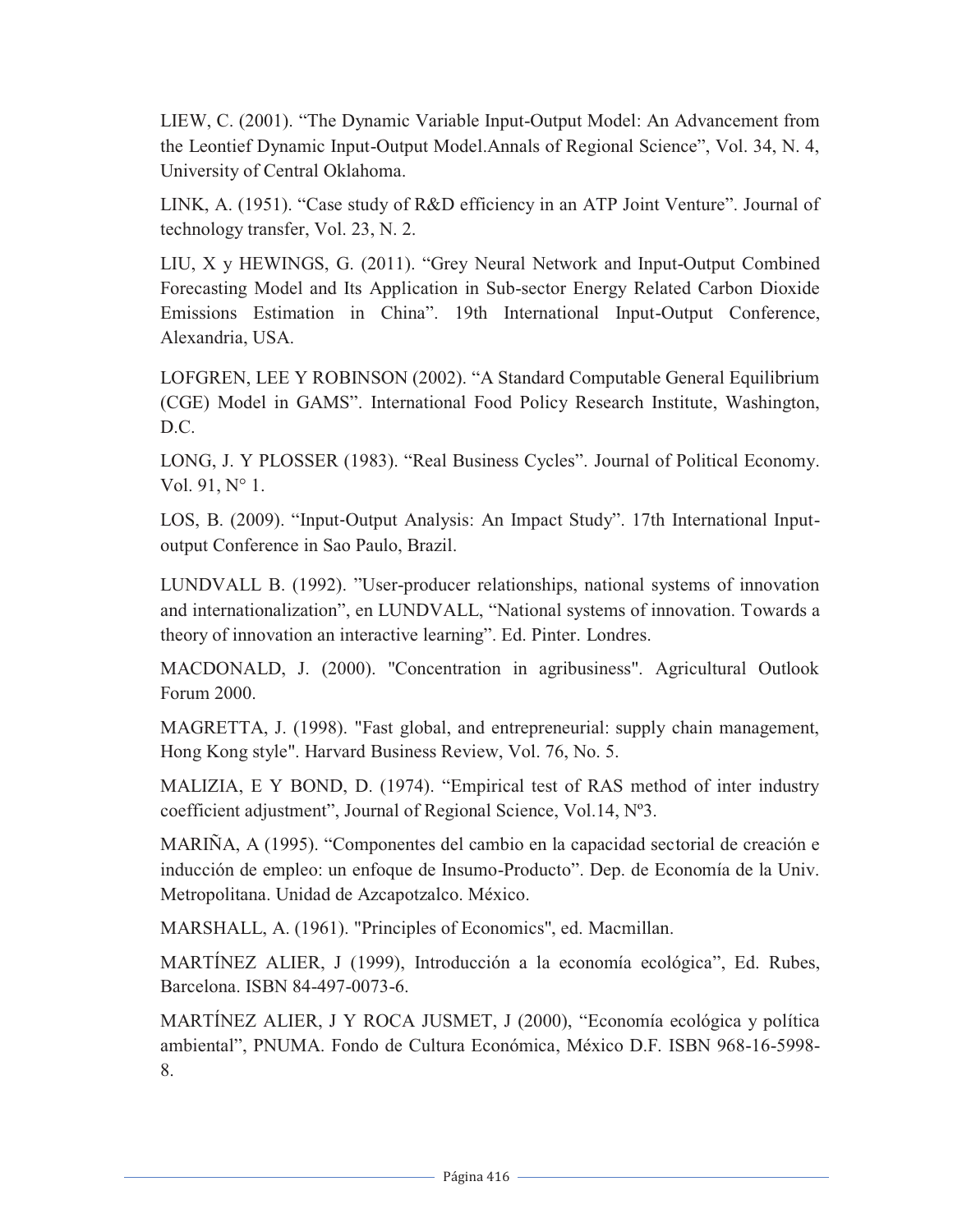LIEW, C. (2001). “The Dynamic Variable Input-Output Model: An Advancement from the Leontief Dynamic Input-Output Model.Annals of Regional Science”, Vol. 34, N. 4, University of Central Oklahoma.

LINK, A. (1951). “Case study of R&D efficiency in an ATP Joint Venture”. Journal of technology transfer, Vol. 23, N. 2.

LIU, X y HEWINGS, G. (2011). “Grey Neural Network and Input-Output Combined Forecasting Model and Its Application in Sub-sector Energy Related Carbon Dioxide Emissions Estimation in China”. 19th International Input-Output Conference, Alexandria, USA.

LOFGREN, LEE Y ROBINSON (2002). “A Standard Computable General Equilibrium (CGE) Model in GAMS”. International Food Policy Research Institute, Washington, D.C.

LONG, J. Y PLOSSER (1983). “Real Business Cycles”. Journal of Political Economy. Vol. 91, N° 1.

LOS, B. (2009). “Input-Output Analysis: An Impact Study”. 17th International Input-output Conference in Sao Paulo, Brazil.

LUNDVALL B. (1992). ”User-producer relationships, national systems of innovation and internationalization”, en LUNDVALL, “National systems of innovation. Towards a theory of innovation an interactive learning”. Ed. Pinter. Londres.

MACDONALD, J. (2000). "Concentration in agribusiness". Agricultural Outlook Forum 2000.

MAGRETTA, J. (1998). "Fast global, and entrepreneurial: supply chain management, Hong Kong style". Harvard Business Review, Vol. 76, No. 5.

MALIZIA, E Y BOND, D. (1974). “Empirical test of RAS method of inter industry coefficient adjustment”, Journal of Regional Science, Vol.14, Nº3.

MARIÑA, A (1995). “Componentes del cambio en la capacidad sectorial de creación e inducción de empleo: un enfoque de Insumo-Producto”. Dep. de Economía de la Univ. Metropolitana. Unidad de Azcapotzalco. México.

MARSHALL, A. (1961). "Principles of Economics", ed. Macmillan.

MARTÍNEZ ALIER, J (1999), Introducción a la economía ecológica”, Ed. Rubes, Barcelona. ISBN 84-497-0073-6.

MARTÍNEZ ALIER, J Y ROCA JUSMET, J (2000), “Economía ecológica y política ambiental”, PNUMA. Fondo de Cultura Económica, México D.F. ISBN 968-16-5998-8.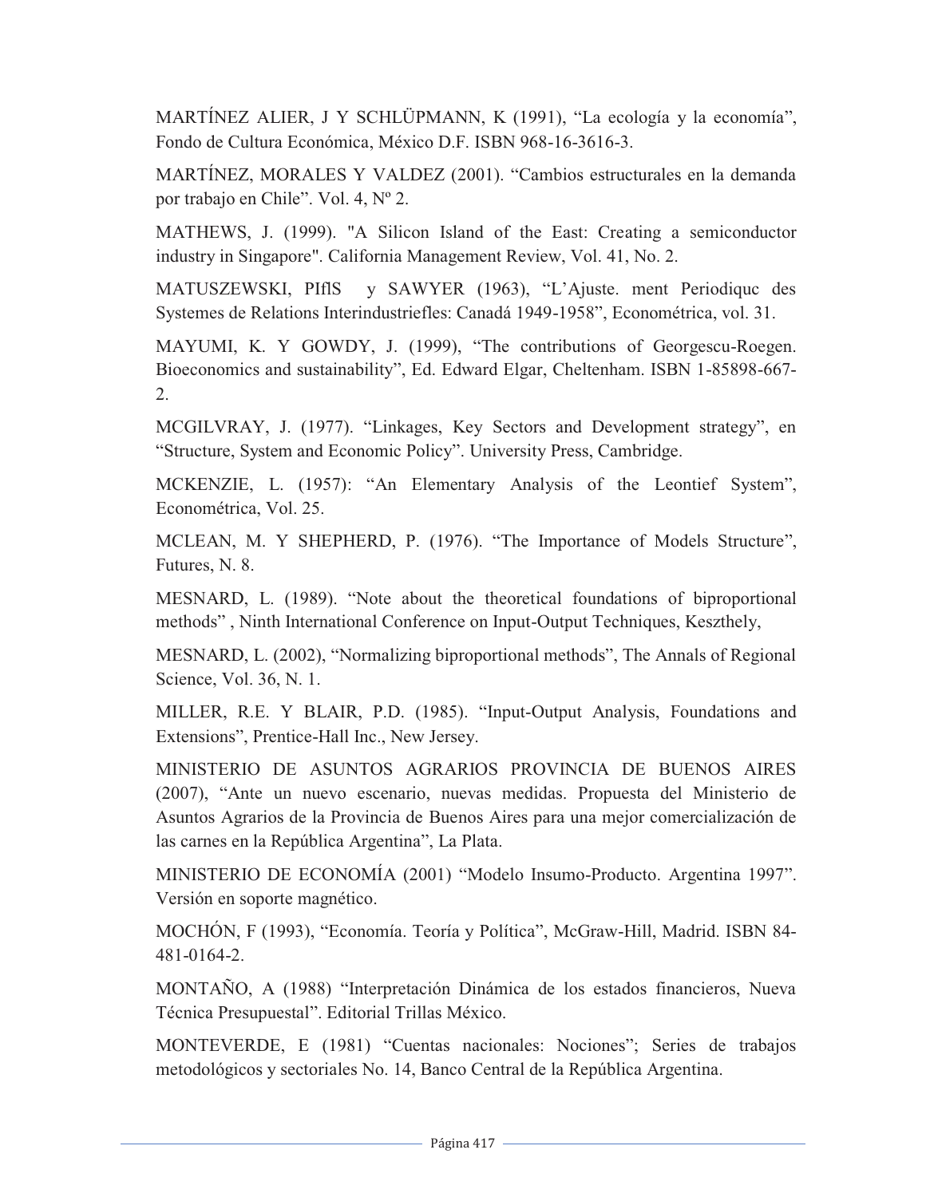MARTÍNEZ ALIER, J Y SCHLÜPMANN, K (1991), "La ecología y la economía", Fondo de Cultura Económica, México D.F. ISBN 968-16-3616-3.

MARTÍNEZ, MORALES Y VALDEZ (2001). "Cambios estructurales en la demanda por trabajo en Chile". Vol. 4, Nº 2.

MATHEWS, J. (1999). "A Silicon Island of the East: Creating a semiconductor industry in Singapore". California Management Review, Vol. 41, No. 2.

MATUSZEWSKI, PIflS y SAWYER (1963), "L'Ajuste. ment Periodiquc des Systemes de Relations Interindustriefles: Canadá 1949-1958", Económetrica, vol. 31.

MAYUMI, K. Y GOWDY, J. (1999), "The contributions of Georgescu-Roegen. Bioeconomics and sustainability", Ed. Edward Elgar, Cheltenham. ISBN 1-85898-667-2.

MCGILVRAY, J. (1977). "Linkages, Key Sectors and Development strategy", en "Structure, System and Economic Policy". University Press, Cambridge.

MCKENZIE, L. (1957): "An Elementary Analysis of the Leontief System", Económetrica, Vol. 25.

MCLEAN, M. Y SHEPHERD, P. (1976). "The Importance of Models Structure", Futures, N. 8.

MESNARD, L. (1989). "Note about the theoretical foundations of biproportional methods" , Ninth International Conference on Input-Output Techniques, Keszthely,

MESNARD, L. (2002), "Normalizing biproportional methods", The Annals of Regional Science, Vol. 36, N. 1.

MILLER, R.E. Y BLAIR, P.D. (1985). "Input-Output Analysis, Foundations and Extensions", Prentice-Hall Inc., New Jersey.

MINISTERIO DE ASUNTOS AGRARIOS PROVINCIA DE BUENOS AIRES (2007), "Ante un nuevo escenario, nuevas medidas. Propuesta del Ministerio de Asuntos Agrarios de la Provincia de Buenos Aires para una mejor comercialización de las carnes en la República Argentina", La Plata.

MINISTERIO DE ECONOMÍA (2001) "Modelo Insumo-Producto. Argentina 1997". Versión en soporte magnético.

MOCHÓN, F (1993), "Economía. Teoría y Política", McGraw-Hill, Madrid. ISBN 84-481-0164-2.

MONTAÑO, A (1988) "Interpretación Dinámica de los estados financieros, Nueva Técnica Presupuestal". Editorial Trillas México.

MONTEVERDE, E (1981) "Cuentas nacionales: Nociones"; Series de trabajos metodológicos y sectoriales No. 14, Banco Central de la República Argentina.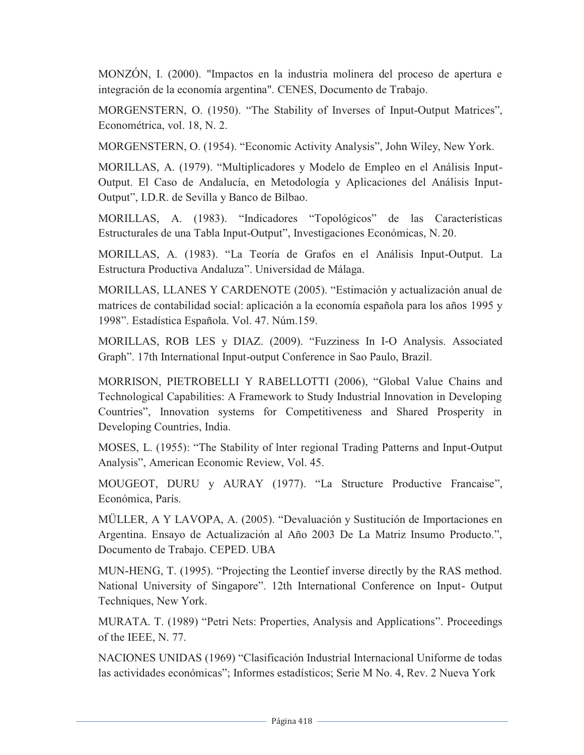MONZÓN, I. (2000). "Impactos en la industria molinera del proceso de apertura e integración de la economía argentina". CENES, Documento de Trabajo.

MORGENSTERN, O. (1950). "The Stability of Inverses of Input-Output Matrices", Econométrica, vol. 18, N. 2.

MORGENSTERN, O. (1954). "Economic Activity Analysis", John Wiley, New York.

MORILLAS, A. (1979). "Multiplicadores y Modelo de Empleo en el Análisis Input-Output. El Caso de Andalucía, en Metodología y Aplicaciones del Análisis Input-Output", I.D.R. de Sevilla y Banco de Bilbao.

MORILLAS, A. (1983). "Indicadores "Topológicos" de las Características Estructurales de una Tabla Input-Output", Investigaciones Económicas, N. 20.

MORILLAS, A. (1983). "La Teoría de Grafos en el Análisis Input-Output. La Estructura Productiva Andaluza". Universidad de Málaga.

MORILLAS, LLANES Y CARDENOTE (2005). "Estimación y actualización anual de matrices de contabilidad social: aplicación a la economía española para los años 1995 y 1998". Estadística Española. Vol. 47. Núm.159.

MORILLAS, ROB LES y DIAZ. (2009). "Fuzziness In I-O Analysis. Associated Graph". 17th International Input-output Conference in Sao Paulo, Brazil.

MORRISON, PIETROBELLI Y RABELLOTTI (2006), "Global Value Chains and Technological Capabilities: A Framework to Study Industrial Innovation in Developing Countries", Innovation systems for Competitiveness and Shared Prosperity in Developing Countries, India.

MOSES, L. (1955): "The Stability of lnter regional Trading Patterns and Input-Output Analysis", American Economic Review, Vol. 45.

MOUGEOT, DURU y AURAY (1977). "La Structure Productive Francaise", Económica, París.

MÜLLER, A Y LAVOPA, A. (2005). "Devaluación y Sustitución de Importaciones en Argentina. Ensayo de Actualización al Año 2003 De La Matriz Insumo Producto.", Documento de Trabajo. CEPED. UBA

MUN-HENG, T. (1995). "Projecting the Leontief inverse directly by the RAS method. National University of Singapore". 12th International Conference on Input- Output Techniques, New York.

MURATA. T. (1989) "Petri Nets: Properties, Analysis and Applications". Proceedings of the IEEE, N. 77.

NACIONES UNIDAS (1969) "Clasificación Industrial Internacional Uniforme de todas las actividades económicas"; Informes estadísticos; Serie M No. 4, Rev. 2 Nueva York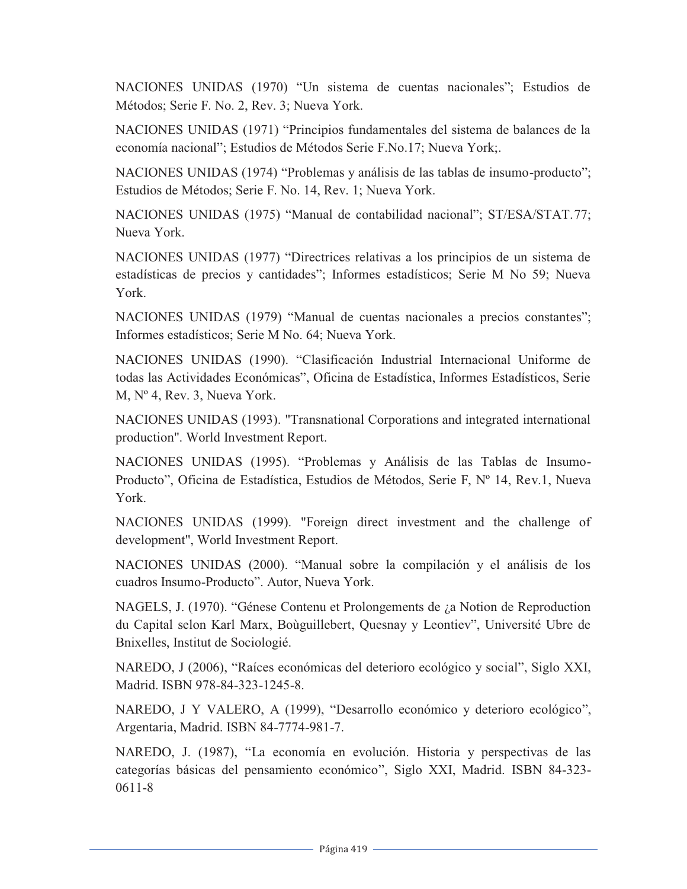NACIONES UNIDAS (1970) “Un sistema de cuentas nacionales”; Estudios de Métodos; Serie F. No. 2, Rev. 3; Nueva York.

NACIONES UNIDAS (1971) “Principios fundamentales del sistema de balances de la economía nacional”; Estudios de Métodos Serie F.No.17; Nueva York;.

NACIONES UNIDAS (1974) “Problemas y análisis de las tablas de insumo-producto”; Estudios de Métodos; Serie F. No. 14, Rev. 1; Nueva York.

NACIONES UNIDAS (1975) “Manual de contabilidad nacional”; ST/ESA/STAT.77; Nueva York.

NACIONES UNIDAS (1977) “Directrices relativas a los principios de un sistema de estadísticas de precios y cantidades”; Informes estadísticos; Serie M No 59; Nueva York.

NACIONES UNIDAS (1979) “Manual de cuentas nacionales a precios constantes”; Informes estadísticos; Serie M No. 64; Nueva York.

NACIONES UNIDAS (1990). “Clasificación Industrial Internacional Uniforme de todas las Actividades Económicas”, Oficina de Estadística, Informes Estadísticos, Serie M, Nº 4, Rev. 3, Nueva York.

NACIONES UNIDAS (1993). "Transnational Corporations and integrated international production". World Investment Report.

NACIONES UNIDAS (1995). “Problemas y Análisis de las Tablas de Insumo-Producto”, Oficina de Estadística, Estudios de Métodos, Serie F, Nº 14, Rev.1, Nueva York.

NACIONES UNIDAS (1999). "Foreign direct investment and the challenge of development", World Investment Report.

NACIONES UNIDAS (2000). “Manual sobre la compilación y el análisis de los cuadros Insumo-Producto”. Autor, Nueva York.

NAGELS, J. (1970). “Génese Contenu et Prolongements de ¿a Notion de Reproduction du Capital selon Karl Marx, Boùguillebert, Quesnay y Leontiev”, Université Ubre de Bnixelles, Institut de Sociologié.

NAREDO, J (2006), “Raíces económicas del deterioro ecológico y social”, Siglo XXI, Madrid. ISBN 978-84-323-1245-8.

NAREDO, J Y VALERO, A (1999), “Desarrollo económico y deterioro ecológico”, Argentaria, Madrid. ISBN 84-7774-981-7.

NAREDO, J. (1987), “La economía en evolución. Historia y perspectivas de las categorías básicas del pensamiento económico”, Siglo XXI, Madrid. ISBN 84-323-0611-8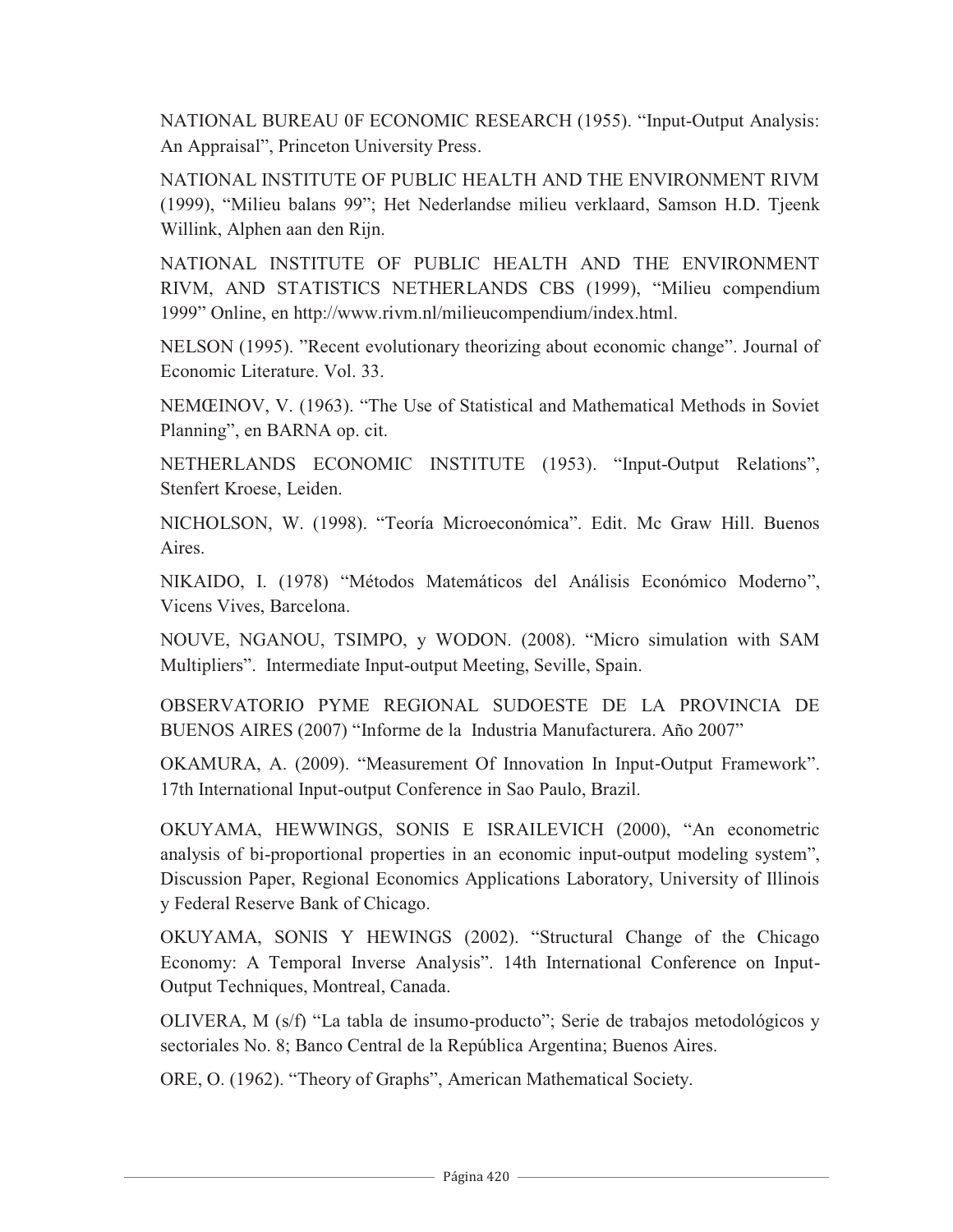NATIONAL BUREAU 0F ECONOMIC RESEARCH (1955). "Input-Output Analysis: An Appraisal", Princeton University Press.

NATIONAL INSTITUTE OF PUBLIC HEALTH AND THE ENVIRONMENT RIVM (1999), "Milieu balans 99"; Het Nederlandse milieu verklaard, Samson H.D. Tjeenk Willink, Alphen aan den Rijn.

NATIONAL INSTITUTE OF PUBLIC HEALTH AND THE ENVIRONMENT RIVM, AND STATISTICS NETHERLANDS CBS (1999), "Milieu compendium 1999" Online, en http://www.rivm.nl/milieucompendium/index.html.

NELSON (1995). "Recent evolutionary theorizing about economic change". Journal of Economic Literature. Vol. 33.

NEMŒINOV, V. (1963). "The Use of Statistical and Mathematical Methods in Soviet Planning", en BARNA op. cit.

NETHERLANDS ECONOMIC INSTITUTE (1953). "Input-Output Relations", Stenfert Kroese, Leiden.

NICHOLSON, W. (1998). "Teoría Microeconómica". Edit. Mc Graw Hill. Buenos Aires.

NIKAIDO, I. (1978) "Métodos Matemáticos del Análisis Económico Moderno", Vicens Vives, Barcelona.

NOUVE, NGANOU, TSIMPO, y WODON. (2008). "Micro simulation with SAM Multipliers". Intermediate Input-output Meeting, Seville, Spain.

OBSERVATORIO PYME REGIONAL SUDOESTE DE LA PROVINCIA DE BUENOS AIRES (2007) "Informe de la Industria Manufacturera. Año 2007"

OKAMURA, A. (2009). "Measurement Of Innovation In Input-Output Framework". 17th International Input-output Conference in Sao Paulo, Brazil.

OKUYAMA, HEWWINGS, SONIS E ISRAILEVICH (2000), "An econometric analysis of bi-proportional properties in an economic input-output modeling system", Discussion Paper, Regional Economics Applications Laboratory, University of Illinois y Federal Reserve Bank of Chicago.

OKUYAMA, SONIS Y HEWINGS (2002). "Structural Change of the Chicago Economy: A Temporal Inverse Analysis". 14th International Conference on Input-Output Techniques, Montreal, Canada.

OLIVERA, M (s/f) "La tabla de insumo-producto"; Serie de trabajos metodológicos y sectoriales No. 8; Banco Central de la República Argentina; Buenos Aires.

ORE, O. (1962). "Theory of Graphs", American Mathematical Society.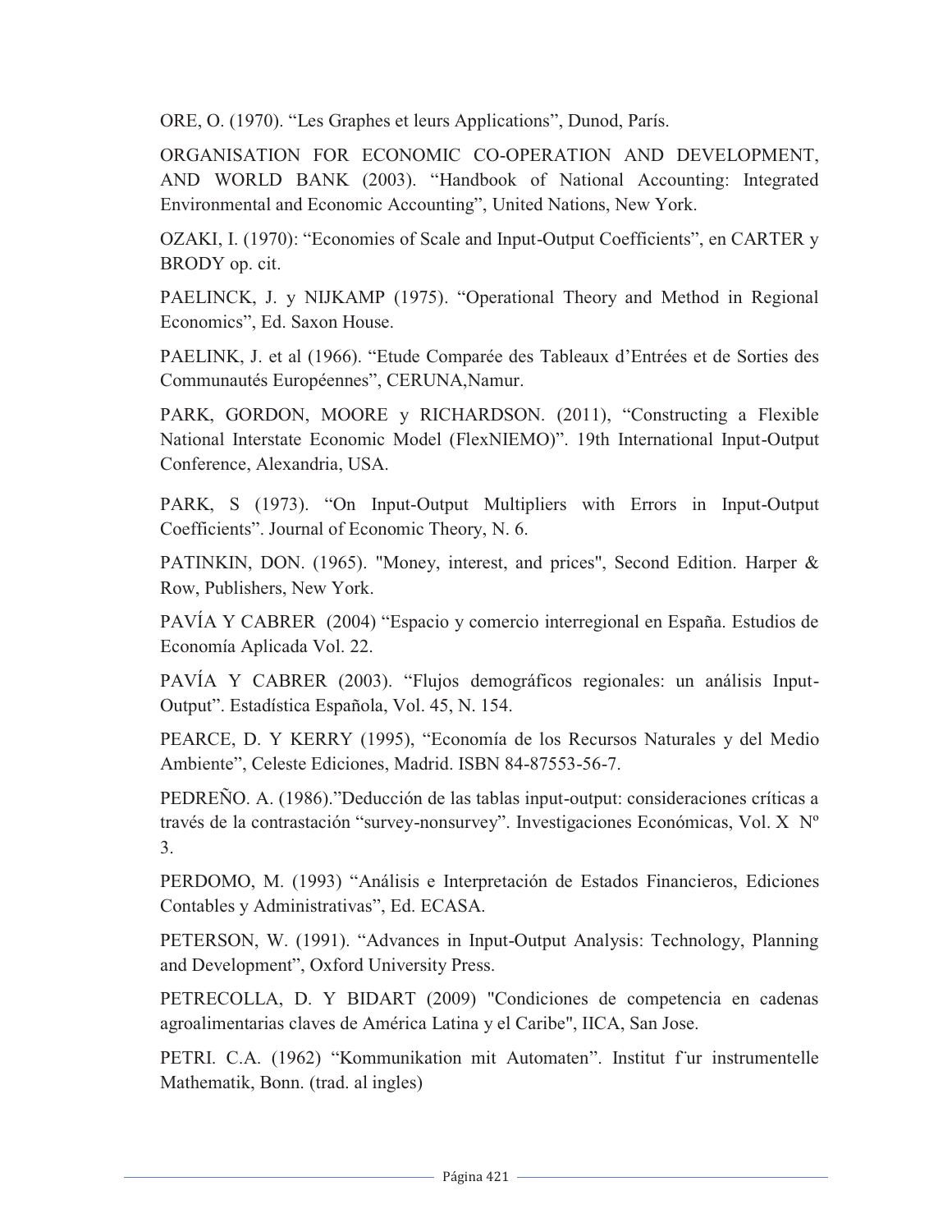ORE, O. (1970). “Les Graphes et leurs Applications”, Dunod, París.

ORGANISATION FOR ECONOMIC CO-OPERATION AND DEVELOPMENT, AND WORLD BANK (2003). “Handbook of National Accounting: Integrated Environmental and Economic Accounting”, United Nations, New York.

OZAKI, I. (1970): “Economies of Scale and Input-Output Coefficients”, en CARTER y BRODY op. cit.

PAELINCK, J. y NIJKAMP (1975). “Operational Theory and Method in Regional Economics”, Ed. Saxon House.

PAELINK, J. et al (1966). “Etude Comparée des Tableaux d’Entrées et de Sorties des Communautés Européennes”, CERUNA,Namur.

PARK, GORDON, MOORE y RICHARDSON. (2011), “Constructing a Flexible National Interstate Economic Model (FlexNIEMO)”. 19th International Input-Output Conference, Alexandria, USA.

PARK, S (1973). “On Input-Output Multipliers with Errors in Input-Output Coefficients”. Journal of Economic Theory, N. 6.

PATINKIN, DON. (1965). "Money, interest, and prices", Second Edition. Harper & Row, Publishers, New York.

PAVÍA Y CABRER (2004) “Espacio y comercio interregional en España. Estudios de Economía Aplicada Vol. 22.

PAVÍA Y CABRER (2003). “Flujos demográficos regionales: un análisis Input-Output”. Estadística Española, Vol. 45, N. 154.

PEARCE, D. Y KERRY (1995), “Economía de los Recursos Naturales y del Medio Ambiente”, Celeste Ediciones, Madrid. ISBN 84-87553-56-7.

PEDREÑO. A. (1986).”Deducción de las tablas input-output: consideraciones críticas a través de la contrastación “survey-nonsurvey”. Investigaciones Económicas, Vol. X Nº 3.

PERDOMO, M. (1993) “Análisis e Interpretación de Estados Financieros, Ediciones Contables y Administrativas”, Ed. ECASA.

PETERSON, W. (1991). “Advances in Input-Output Analysis: Technology, Planning and Development”, Oxford University Press.

PETRECOLLA, D. Y BIDART (2009) "Condiciones de competencia en cadenas agroalimentarias claves de América Latina y el Caribe", IICA, San Jose.

PETRI. C.A. (1962) “Kommunikation mit Automaten”. Institut f¨ur instrumentelle Mathematik, Bonn. (trad. al ingles)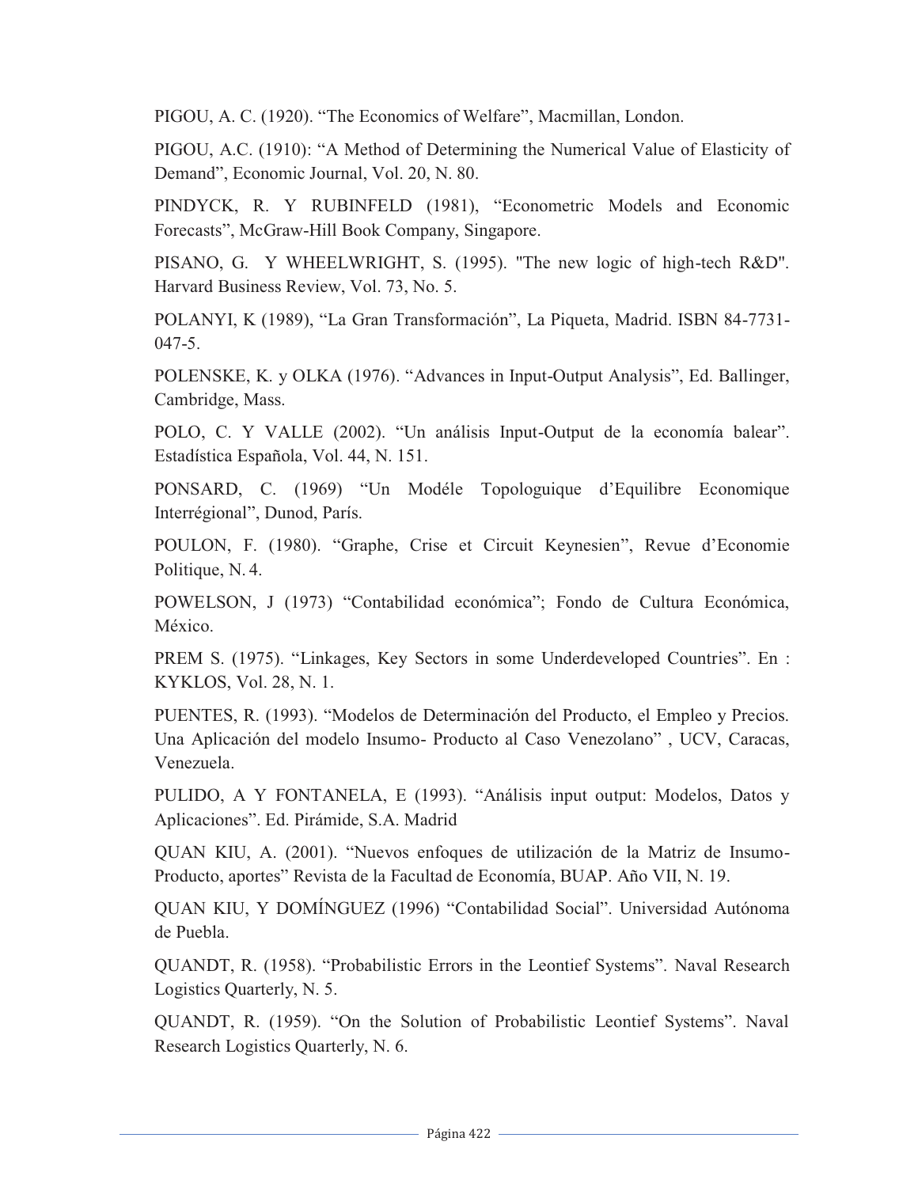PIGOU, A. C. (1920). “The Economics of Welfare”, Macmillan, London.

PIGOU, A.C. (1910): “A Method of Determining the Numerical Value of Elasticity of Demand”, Economic Journal, Vol. 20, N. 80.

PINDYCK, R. Y RUBINFELD (1981), “Econometric Models and Economic Forecasts”, McGraw-Hill Book Company, Singapore.

PISANO, G. Y WHEELWRIGHT, S. (1995). "The new logic of high-tech R&D". Harvard Business Review, Vol. 73, No. 5.

POLANYI, K (1989), “La Gran Transformación”, La Piqueta, Madrid. ISBN 84-7731-047-5.

POLENSKE, K. y OLKA (1976). “Advances in Input-Output Analysis”, Ed. Ballinger, Cambridge, Mass.

POLO, C. Y VALLE (2002). “Un análisis Input-Output de la economía balear”. Estadística Española, Vol. 44, N. 151.

PONSARD, C. (1969) “Un Modéle Topologuique d’Equilibre Economique Interrégional”, Dunod, París.

POULON, F. (1980). “Graphe, Crise et Circuit Keynesien”, Revue d’Economie Politique, N. 4.

POWELSON, J (1973) “Contabilidad económica”; Fondo de Cultura Económica, México.

PREM S. (1975). “Linkages, Key Sectors in some Underdeveloped Countries”. En : KYKLOS, Vol. 28, N. 1.

PUENTES, R. (1993). “Modelos de Determinación del Producto, el Empleo y Precios. Una Aplicación del modelo Insumo- Producto al Caso Venezolano” , UCV, Caracas, Venezuela.

PULIDO, A Y FONTANELA, E (1993). “Análisis input output: Modelos, Datos y Aplicaciones”. Ed. Pirámide, S.A. Madrid

QUAN KIU, A. (2001). “Nuevos enfoques de utilización de la Matriz de Insumo-Producto, aportes” Revista de la Facultad de Economía, BUAP. Año VII, N. 19.

QUAN KIU, Y DOMÍNGUEZ (1996) “Contabilidad Social”. Universidad Autónoma de Puebla.

QUANDT, R. (1958). “Probabilistic Errors in the Leontief Systems”. Naval Research Logistics Quarterly, N. 5.

QUANDT, R. (1959). “On the Solution of Probabilistic Leontief Systems”. Naval Research Logistics Quarterly, N. 6.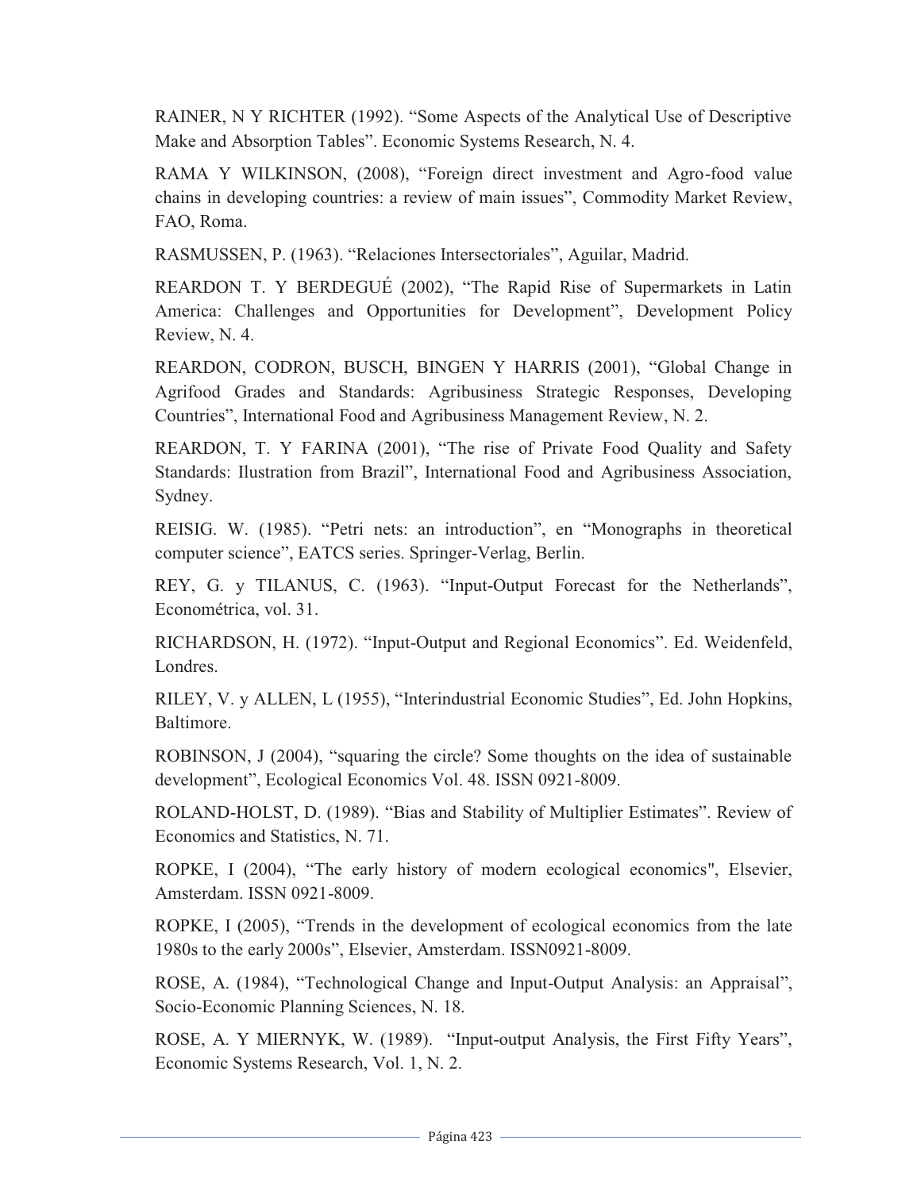RAINER, N Y RICHTER (1992). “Some Aspects of the Analytical Use of Descriptive Make and Absorption Tables”. Economic Systems Research, N. 4.

RAMA Y WILKINSON, (2008), “Foreign direct investment and Agro-food value chains in developing countries: a review of main issues”, Commodity Market Review, FAO, Roma.

RASMUSSEN, P. (1963). “Relaciones Intersectoriales”, Aguilar, Madrid.

REARDON T. Y BERDEGUÉ (2002), “The Rapid Rise of Supermarkets in Latin America: Challenges and Opportunities for Development”, Development Policy Review, N. 4.

REARDON, CODRON, BUSCH, BINGEN Y HARRIS (2001), “Global Change in Agrifood Grades and Standards: Agribusiness Strategic Responses, Developing Countries”, International Food and Agribusiness Management Review, N. 2.

REARDON, T. Y FARINA (2001), “The rise of Private Food Quality and Safety Standards: Ilustration from Brazil”, International Food and Agribusiness Association, Sydney.

REISIG. W. (1985). “Petri nets: an introduction”, en “Monographs in theoretical computer science”, EATCS series. Springer-Verlag, Berlin.

REY, G. y TILANUS, C. (1963). “Input-Output Forecast for the Netherlands”, Económetrica, vol. 31.

RICHARDSON, H. (1972). “Input-Output and Regional Economics”. Ed. Weidenfeld, Londres.

RILEY, V. y ALLEN, L (1955), “Interindustrial Economic Studies”, Ed. John Hopkins, Baltimore.

ROBINSON, J (2004), “squaring the circle? Some thoughts on the idea of sustainable development”, Ecological Economics Vol. 48. ISSN 0921-8009.

ROLAND-HOLST, D. (1989). “Bias and Stability of Multiplier Estimates”. Review of Economics and Statistics, N. 71.

ROPKE, I (2004), “The early history of modern ecological economics", Elsevier, Amsterdam. ISSN 0921-8009.

ROPKE, I (2005), “Trends in the development of ecological economics from the late 1980s to the early 2000s”, Elsevier, Amsterdam. ISSN0921-8009.

ROSE, A. (1984), “Technological Change and Input-Output Analysis: an Appraisal”, Socio-Economic Planning Sciences, N. 18.

ROSE, A. Y MIERNYK, W. (1989). “Input-output Analysis, the First Fifty Years”, Economic Systems Research, Vol. 1, N. 2.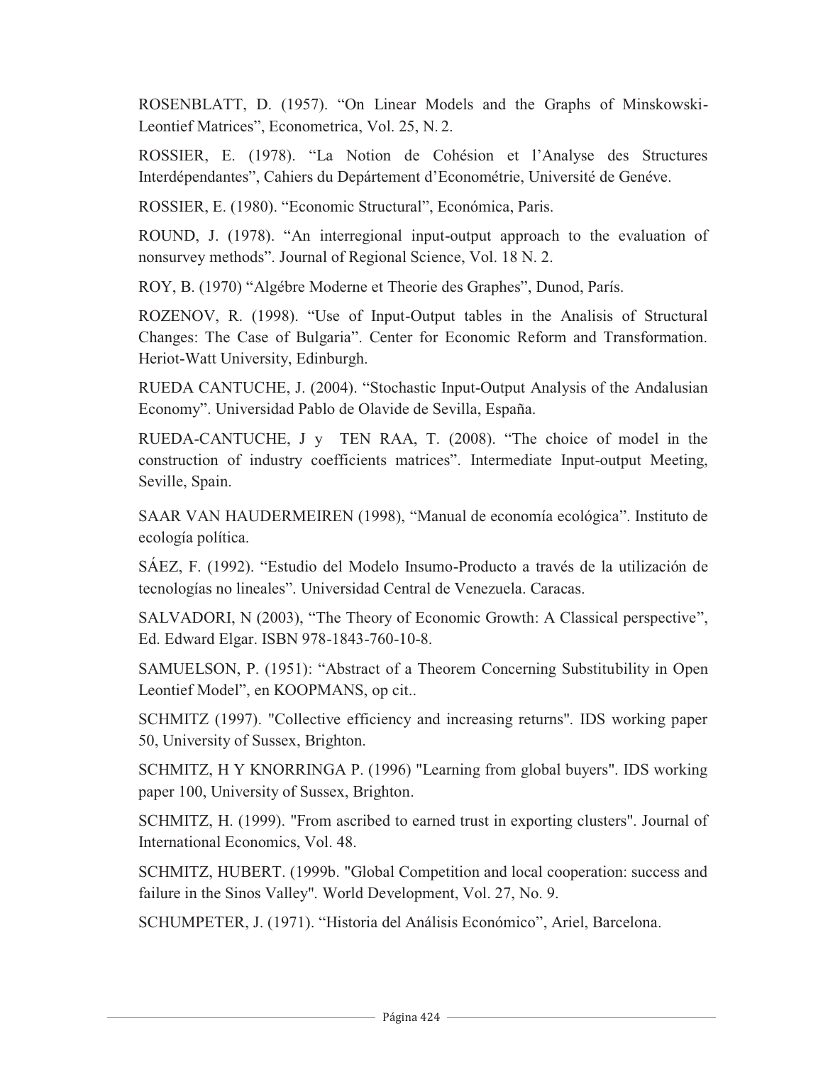ROSENBLATT, D. (1957). "On Linear Models and the Graphs of Minskowski-Leontief Matrices", Econometrica, Vol. 25, N. 2.

ROSSIER, E. (1978). "La Notion de Cohésion et l'Analyse des Structures Interdépendantes", Cahiers du Depártement d'Econométrie, Université de Genéve.

ROSSIER, E. (1980). "Economic Structural", Económica, Paris.

ROUND, J. (1978). "An interregional input-output approach to the evaluation of nonsurvey methods". Journal of Regional Science, Vol. 18 N. 2.

ROY, B. (1970) "Algébre Moderne et Theorie des Graphes", Dunod, París.

ROZENOV, R. (1998). "Use of Input-Output tables in the Analisis of Structural Changes: The Case of Bulgaria". Center for Economic Reform and Transformation. Heriot-Watt University, Edinburgh.

RUEDA CANTUCHE, J. (2004). "Stochastic Input-Output Analysis of the Andalusian Economy". Universidad Pablo de Olavide de Sevilla, España.

RUEDA-CANTUCHE, J y TEN RAA, T. (2008). "The choice of model in the construction of industry coefficients matrices". Intermediate Input-output Meeting, Seville, Spain.

SAAR VAN HAUDERMEIREN (1998), "Manual de economía ecológica". Instituto de ecología política.

SÁEZ, F. (1992). "Estudio del Modelo Insumo-Producto a través de la utilización de tecnologías no lineales". Universidad Central de Venezuela. Caracas.

SALVADORI, N (2003), "The Theory of Economic Growth: A Classical perspective", Ed. Edward Elgar. ISBN 978-1843-760-10-8.

SAMUELSON, P. (1951): "Abstract of a Theorem Concerning Substitubility in Open Leontief Model", en KOOPMANS, op cit..

SCHMITZ (1997). "Collective efficiency and increasing returns". IDS working paper 50, University of Sussex, Brighton.

SCHMITZ, H Y KNORRINGA P. (1996) "Learning from global buyers". IDS working paper 100, University of Sussex, Brighton.

SCHMITZ, H. (1999). "From ascribed to earned trust in exporting clusters". Journal of International Economics, Vol. 48.

SCHMITZ, HUBERT. (1999b. "Global Competition and local cooperation: success and failure in the Sinos Valley". World Development, Vol. 27, No. 9.

SCHUMPETER, J. (1971). "Historia del Análisis Económico", Ariel, Barcelona.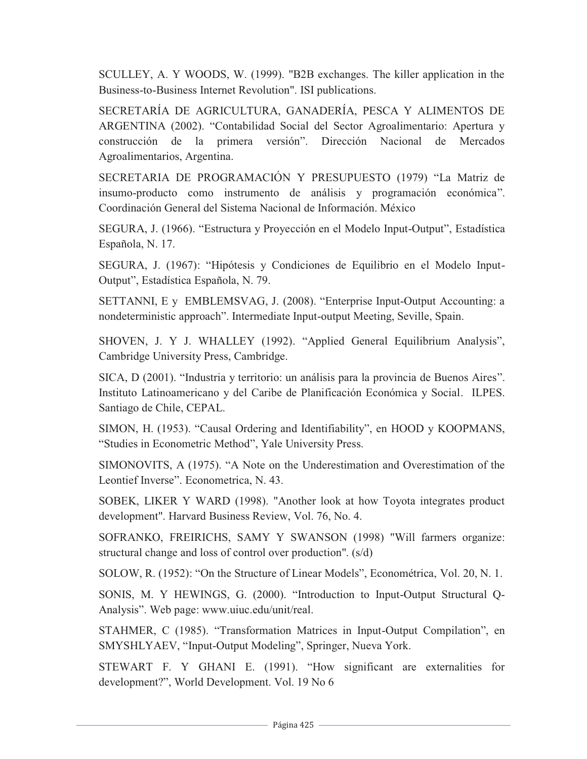SCULLEY, A. Y WOODS, W. (1999). "B2B exchanges. The killer application in the Business-to-Business Internet Revolution". ISI publications.

SECRETARÍA DE AGRICULTURA, GANADERÍA, PESCA Y ALIMENTOS DE ARGENTINA (2002). “Contabilidad Social del Sector Agroalimentario: Apertura y construcción de la primera versión”. Dirección Nacional de Mercados Agroalimentarios, Argentina.

SECRETARIA DE PROGRAMACIÓN Y PRESUPUESTO (1979) “La Matriz de insumo-producto como instrumento de análisis y programación económica”. Coordinación General del Sistema Nacional de Información. México

SEGURA, J. (1966). “Estructura y Proyección en el Modelo Input-Output”, Estadística Española, N. 17.

SEGURA, J. (1967): “Hipótesis y Condiciones de Equilibrio en el Modelo Input-Output”, Estadística Española, N. 79.

SETTANNI, E y EMBLEMSVAG, J. (2008). “Enterprise Input-Output Accounting: a nondeterministic approach”. Intermediate Input-output Meeting, Seville, Spain.

SHOVEN, J. Y J. WHALLEY (1992). “Applied General Equilibrium Analysis”, Cambridge University Press, Cambridge.

SICA, D (2001). “Industria y territorio: un análisis para la provincia de Buenos Aires”. Instituto Latinoamericano y del Caribe de Planificación Económica y Social. ILPES. Santiago de Chile, CEPAL.

SIMON, H. (1953). “Causal Ordering and Identifiability”, en HOOD y KOOPMANS, “Studies in Econometric Method”, Yale University Press.

SIMONOVITS, A (1975). “A Note on the Underestimation and Overestimation of the Leontief Inverse”. Econometrica, N. 43.

SOBEK, LIKER Y WARD (1998). "Another look at how Toyota integrates product development". Harvard Business Review, Vol. 76, No. 4.

SOFRANKO, FREIRICHS, SAMY Y SWANSON (1998) "Will farmers organize: structural change and loss of control over production". (s/d)

SOLOW, R. (1952): “On the Structure of Linear Models”, Econométrica, Vol. 20, N. 1.

SONIS, M. Y HEWINGS, G. (2000). “Introduction to Input-Output Structural Q-Analysis”. Web page: www.uiuc.edu/unit/real.

STAHMER, C (1985). “Transformation Matrices in Input-Output Compilation”, en SMYSHLYAEV, “Input-Output Modeling”, Springer, Nueva York.

STEWART F. Y GHANI E. (1991). “How significant are externalities for development?”, World Development. Vol. 19 No 6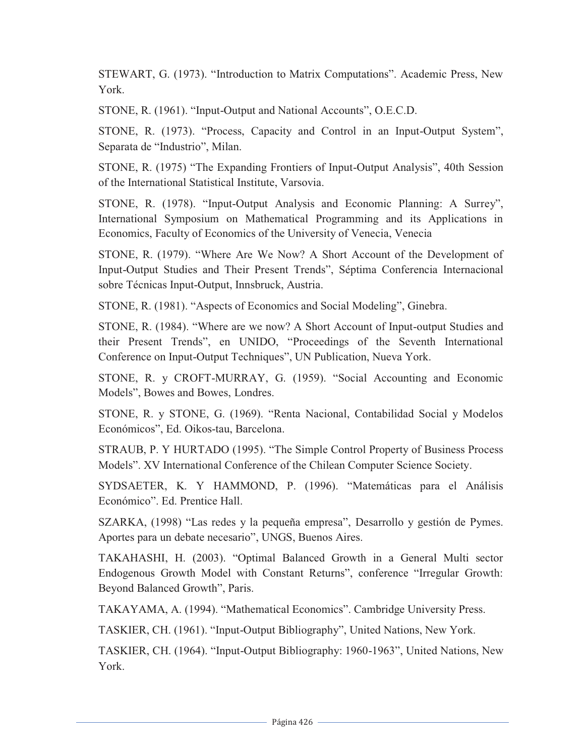STEWART, G. (1973). “Introduction to Matrix Computations”. Academic Press, New York.

STONE, R. (1961). “Input-Output and National Accounts”, O.E.C.D.

STONE, R. (1973). “Process, Capacity and Control in an Input-Output System”, Separata de “Industrio”, Milan.

STONE, R. (1975) “The Expanding Frontiers of Input-Output Analysis”, 40th Session of the International Statistical Institute, Varsovia.

STONE, R. (1978). “Input-Output Analysis and Economic Planning: A Surrey”, International Symposium on Mathematical Programming and its Applications in Economics, Faculty of Economics of the University of Venecia, Venecia

STONE, R. (1979). “Where Are We Now? A Short Account of the Development of Input-Output Studies and Their Present Trends”, Séptima Conferencia Internacional sobre Técnicas Input-Output, Innsbruck, Austria.

STONE, R. (1981). “Aspects of Economics and Social Modeling”, Ginebra.

STONE, R. (1984). “Where are we now? A Short Account of Input-output Studies and their Present Trends”, en UNIDO, “Proceedings of the Seventh International Conference on Input-Output Techniques”, UN Publication, Nueva York.

STONE, R. y CROFT-MURRAY, G. (1959). “Social Accounting and Economic Models”, Bowes and Bowes, Londres.

STONE, R. y STONE, G. (1969). “Renta Nacional, Contabilidad Social y Modelos Económicos”, Ed. Oikos-tau, Barcelona.

STRAUB, P. Y HURTADO (1995). “The Simple Control Property of Business Process Models”. XV International Conference of the Chilean Computer Science Society.

SYDSAETER, K. Y HAMMOND, P. (1996). “Matemáticas para el Análisis Económico”. Ed. Prentice Hall.

SZARKA, (1998) “Las redes y la pequeña empresa”, Desarrollo y gestión de Pymes. Aportes para un debate necesario”, UNGS, Buenos Aires.

TAKAHASHI, H. (2003). “Optimal Balanced Growth in a General Multi sector Endogenous Growth Model with Constant Returns”, conference “Irregular Growth: Beyond Balanced Growth”, Paris.

TAKAYAMA, A. (1994). “Mathematical Economics”. Cambridge University Press.

TASKIER, CH. (1961). “Input-Output Bibliography”, United Nations, New York.

TASKIER, CH. (1964). “Input-Output Bibliography: 1960-1963”, United Nations, New York.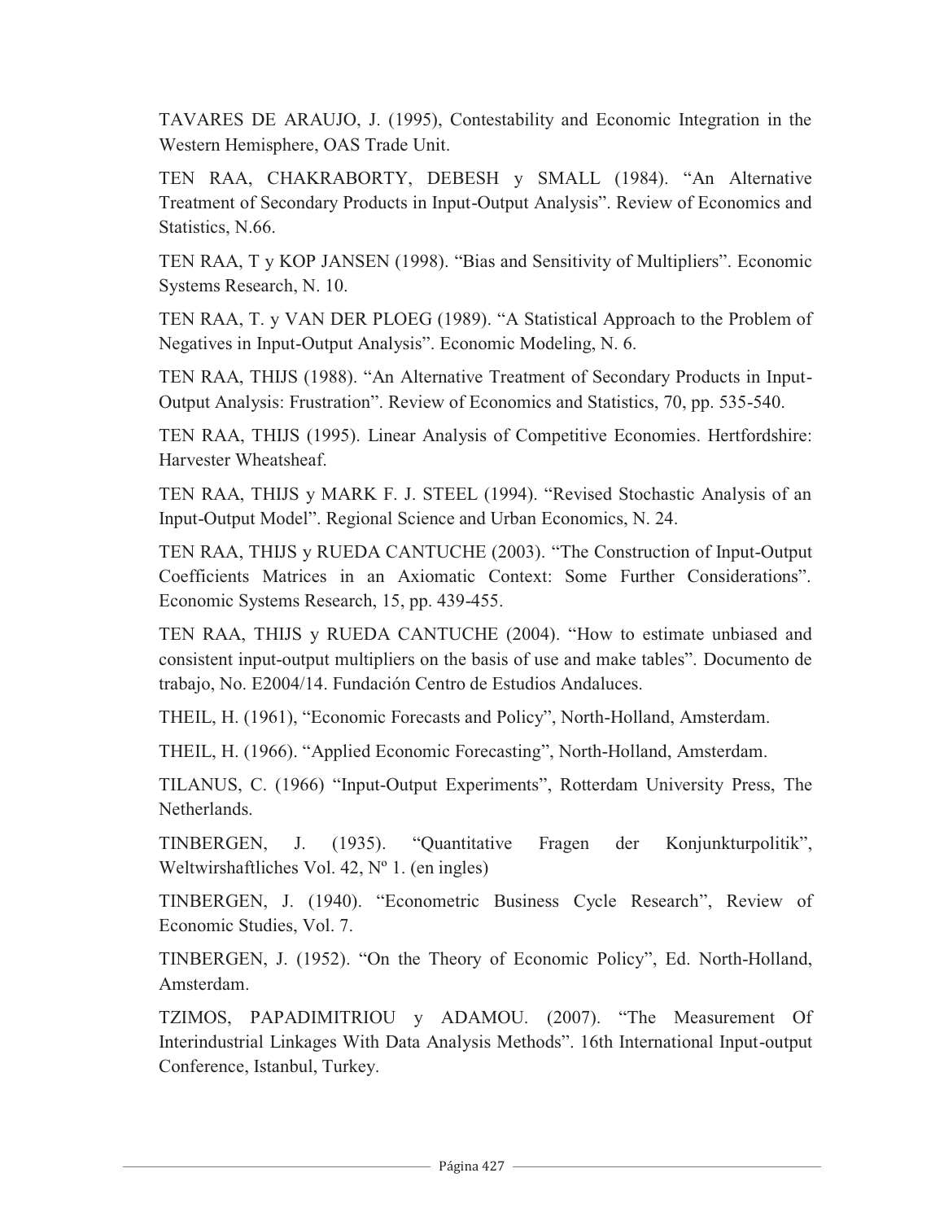TAVARES DE ARAUJO, J. (1995), Contestability and Economic Integration in the Western Hemisphere, OAS Trade Unit.

TEN RAA, CHAKRABORTY, DEBESH y SMALL (1984). “An Alternative Treatment of Secondary Products in Input-Output Analysis”. Review of Economics and Statistics, N.66.

TEN RAA, T y KOP JANSEN (1998). “Bias and Sensitivity of Multipliers”. Economic Systems Research, N. 10.

TEN RAA, T. y VAN DER PLOEG (1989). “A Statistical Approach to the Problem of Negatives in Input-Output Analysis”. Economic Modeling, N. 6.

TEN RAA, THIJS (1988). “An Alternative Treatment of Secondary Products in Input-Output Analysis: Frustration”. Review of Economics and Statistics, 70, pp. 535-540.

TEN RAA, THIJS (1995). Linear Analysis of Competitive Economies. Hertfordshire: Harvester Wheatsheaf.

TEN RAA, THIJS y MARK F. J. STEEL (1994). “Revised Stochastic Analysis of an Input-Output Model”. Regional Science and Urban Economics, N. 24.

TEN RAA, THIJS y RUEDA CANTUCHE (2003). “The Construction of Input-Output Coefficients Matrices in an Axiomatic Context: Some Further Considerations”. Economic Systems Research, 15, pp. 439-455.

TEN RAA, THIJS y RUEDA CANTUCHE (2004). “How to estimate unbiased and consistent input-output multipliers on the basis of use and make tables”. Documento de trabajo, No. E2004/14. Fundación Centro de Estudios Andaluces.

THEIL, H. (1961), “Economic Forecasts and Policy”, North-Holland, Amsterdam.

THEIL, H. (1966). “Applied Economic Forecasting”, North-Holland, Amsterdam.

TILANUS, C. (1966) “Input-Output Experiments”, Rotterdam University Press, The Netherlands.

TINBERGEN, J. (1935). “Quantitative Fragen der Konjunkturpolitik”, Weltwirshaftliches Vol. 42, Nº 1. (en ingles)

TINBERGEN, J. (1940). “Econometric Business Cycle Research”, Review of Economic Studies, Vol. 7.

TINBERGEN, J. (1952). “On the Theory of Economic Policy”, Ed. North-Holland, Amsterdam.

TZIMOS, PAPADIMITRIOU y ADAMOU. (2007). “The Measurement Of Interindustrial Linkages With Data Analysis Methods”. 16th International Input-output Conference, Istanbul, Turkey.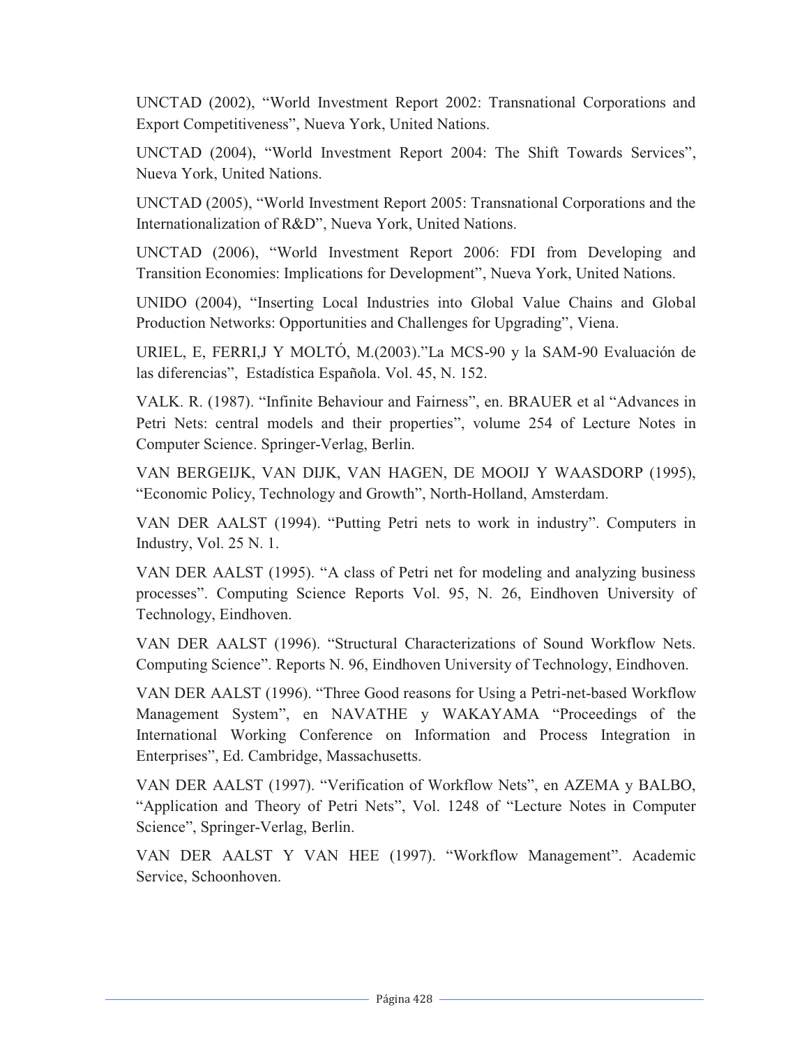UNCTAD (2002), "World Investment Report 2002: Transnational Corporations and Export Competitiveness", Nueva York, United Nations.

UNCTAD (2004), "World Investment Report 2004: The Shift Towards Services", Nueva York, United Nations.

UNCTAD (2005), "World Investment Report 2005: Transnational Corporations and the Internationalization of R&D", Nueva York, United Nations.

UNCTAD (2006), "World Investment Report 2006: FDI from Developing and Transition Economies: Implications for Development", Nueva York, United Nations.

UNIDO (2004), "Inserting Local Industries into Global Value Chains and Global Production Networks: Opportunities and Challenges for Upgrading", Viena.

URIEL, E, FERRI,J Y MOLTÓ, M.(2003)."La MCS-90 y la SAM-90 Evaluación de las diferencias", Estadística Española. Vol. 45, N. 152.

VALK. R. (1987). "Infinite Behaviour and Fairness", en. BRAUER et al "Advances in Petri Nets: central models and their properties", volume 254 of Lecture Notes in Computer Science. Springer-Verlag, Berlin.

VAN BERGEIJK, VAN DIJK, VAN HAGEN, DE MOOIJ Y WAASDORP (1995), "Economic Policy, Technology and Growth", North-Holland, Amsterdam.

VAN DER AALST (1994). "Putting Petri nets to work in industry". Computers in Industry, Vol. 25 N. 1.

VAN DER AALST (1995). "A class of Petri net for modeling and analyzing business processes". Computing Science Reports Vol. 95, N. 26, Eindhoven University of Technology, Eindhoven.

VAN DER AALST (1996). "Structural Characterizations of Sound Workflow Nets. Computing Science". Reports N. 96, Eindhoven University of Technology, Eindhoven.

VAN DER AALST (1996). "Three Good reasons for Using a Petri-net-based Workflow Management System", en NAVATHE y WAKAYAMA "Proceedings of the International Working Conference on Information and Process Integration in Enterprises", Ed. Cambridge, Massachusetts.

VAN DER AALST (1997). "Verification of Workflow Nets", en AZEMA y BALBO, "Application and Theory of Petri Nets", Vol. 1248 of "Lecture Notes in Computer Science", Springer-Verlag, Berlin.

VAN DER AALST Y VAN HEE (1997). "Workflow Management". Academic Service, Schoonhoven.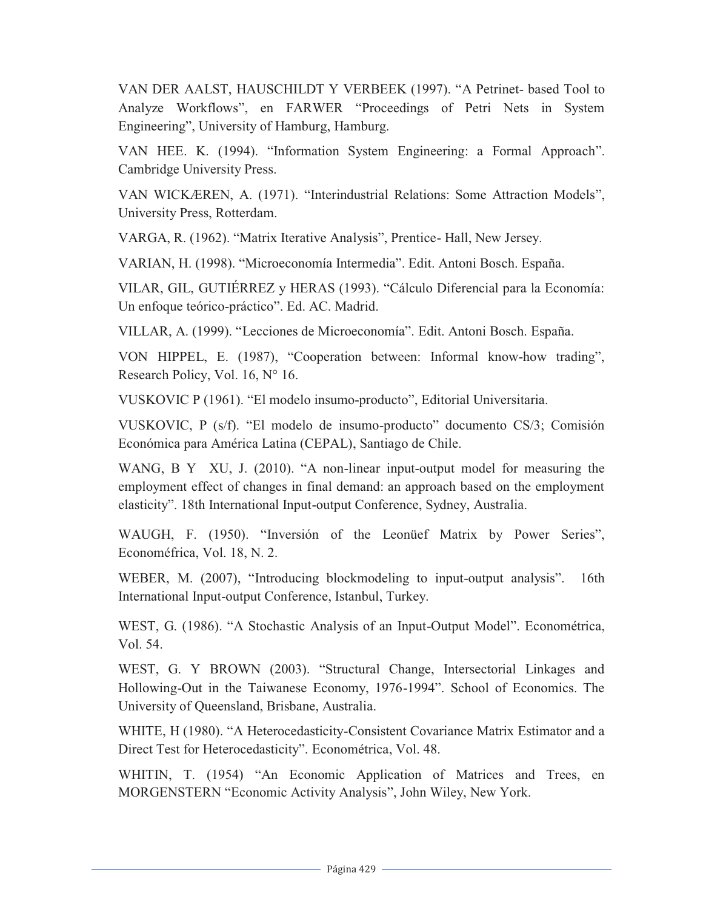VAN DER AALST, HAUSCHILDT Y VERBEEK (1997). “A Petrinet- based Tool to Analyze Workflows”, en FARWER “Proceedings of Petri Nets in System Engineering”, University of Hamburg, Hamburg.

VAN HEE. K. (1994). “Information System Engineering: a Formal Approach”. Cambridge University Press.

VAN WICKÆREN, A. (1971). “Interindustrial Relations: Some Attraction Models”, University Press, Rotterdam.

VARGA, R. (1962). “Matrix Iterative Analysis”, Prentice- Hall, New Jersey.

VARIAN, H. (1998). “Microeconomía Intermedia”. Edit. Antoni Bosch. España.

VILAR, GIL, GUTIÉRREZ y HERAS (1993). “Cálculo Diferencial para la Economía: Un enfoque teórico-práctico”. Ed. AC. Madrid.

VILLAR, A. (1999). “Lecciones de Microeconomía”. Edit. Antoni Bosch. España.

VON HIPPEL, E. (1987), “Cooperation between: Informal know-how trading”, Research Policy, Vol. 16, N° 16.

VUSKOVIC P (1961). “El modelo insumo-producto”, Editorial Universitaria.

VUSKOVIC, P (s/f). “El modelo de insumo-producto” documento CS/3; Comisión Económica para América Latina (CEPAL), Santiago de Chile.

WANG, B Y XU, J. (2010). “A non-linear input-output model for measuring the employment effect of changes in final demand: an approach based on the employment elasticity”. 18th International Input-output Conference, Sydney, Australia.

WAUGH, F. (1950). “Inversión of the Leonüef Matrix by Power Series”, Economéfrica, Vol. 18, N. 2.

WEBER, M. (2007), “Introducing blockmodeling to input-output analysis”. 16th International Input-output Conference, Istanbul, Turkey.

WEST, G. (1986). “A Stochastic Analysis of an Input-Output Model”. Econométrica, Vol. 54.

WEST, G. Y BROWN (2003). “Structural Change, Intersectorial Linkages and Hollowing-Out in the Taiwanese Economy, 1976-1994”. School of Economics. The University of Queensland, Brisbane, Australia.

WHITE, H (1980). “A Heterocedasticity-Consistent Covariance Matrix Estimator and a Direct Test for Heterocedasticity”. Econométrica, Vol. 48.

WHITIN, T. (1954) “An Economic Application of Matrices and Trees, en MORGENSTERN “Economic Activity Analysis”, John Wiley, New York.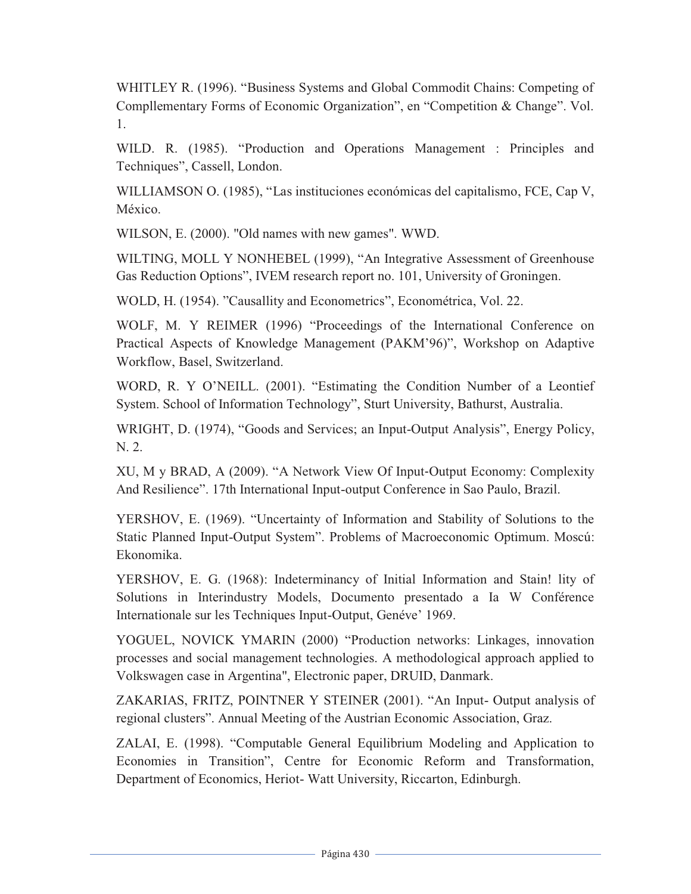WHITLEY R. (1996). “Business Systems and Global Commodit Chains: Competing of Compllementary Forms of Economic Organization”, en “Competition & Change”. Vol. 1.

WILD. R. (1985). “Production and Operations Management : Principles and Techniques”, Cassell, London.

WILLIAMSON O. (1985), “Las instituciones económicas del capitalismo, FCE, Cap V, México.

WILSON, E. (2000). "Old names with new games". WWD.

WILTING, MOLL Y NONHEBEL (1999), “An Integrative Assessment of Greenhouse Gas Reduction Options”, IVEM research report no. 101, University of Groningen.

WOLD, H. (1954). ”Causallity and Econometrics”, Econométrica, Vol. 22.

WOLF, M. Y REIMER (1996) “Proceedings of the International Conference on Practical Aspects of Knowledge Management (PAKM’96)”, Workshop on Adaptive Workflow, Basel, Switzerland.

WORD, R. Y O’NEILL. (2001). “Estimating the Condition Number of a Leontief System. School of Information Technology”, Sturt University, Bathurst, Australia.

WRIGHT, D. (1974), “Goods and Services; an Input-Output Analysis”, Energy Policy, N. 2.

XU, M y BRAD, A (2009). “A Network View Of Input-Output Economy: Complexity And Resilience”. 17th International Input-output Conference in Sao Paulo, Brazil.

YERSHOV, E. (1969). “Uncertainty of Information and Stability of Solutions to the Static Planned Input-Output System”. Problems of Macroeconomic Optimum. Moscú: Ekonomika.

YERSHOV, E. G. (1968): Indeterminancy of Initial Information and Stain! lity of Solutions in Interindustry Models, Documento presentado a Ia W Conférence Internationale sur les Techniques Input-Output, Genéve’ 1969.

YOGUEL, NOVICK YMARIN (2000) “Production networks: Linkages, innovation processes and social management technologies. A methodological approach applied to Volkswagen case in Argentina", Electronic paper, DRUID, Danmark.

ZAKARIAS, FRITZ, POINTNER Y STEINER (2001). “An Input- Output analysis of regional clusters”. Annual Meeting of the Austrian Economic Association, Graz.

ZALAI, E. (1998). “Computable General Equilibrium Modeling and Application to Economies in Transition”, Centre for Economic Reform and Transformation, Department of Economics, Heriot- Watt University, Riccarton, Edinburgh.